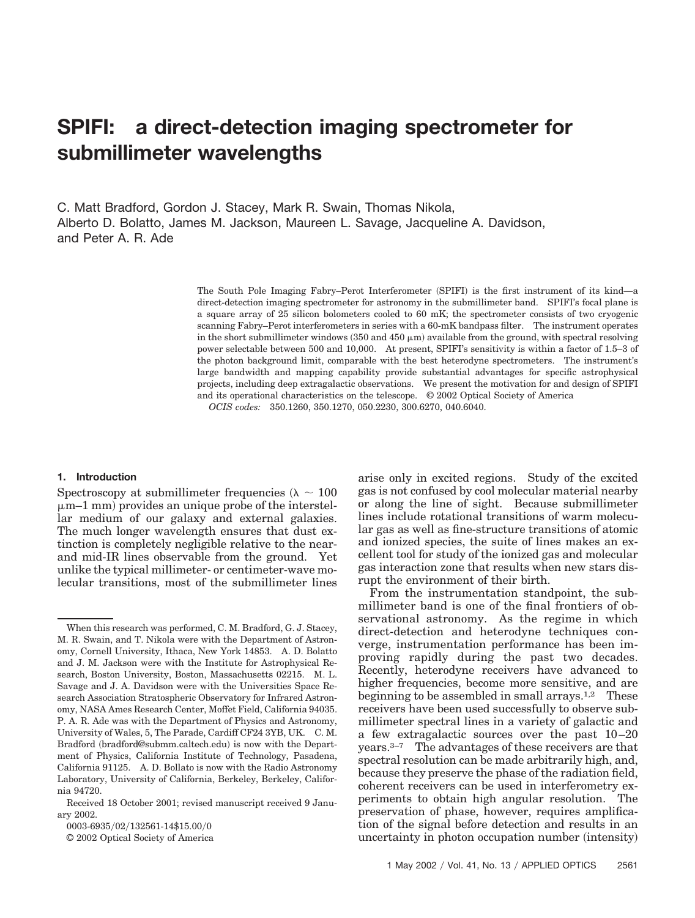# SPIFI: a direct-detection imaging spectrometer for submillimeter wavelengths

C. Matt Bradford, Gordon J. Stacey, Mark R. Swain, Thomas Nikola, Alberto D. Bolatto, James M. Jackson, Maureen L. Savage, Jacqueline A. Davidson, and Peter A. R. Ade

The South Pole Imaging Fabry–Perot Interferometer (SPIFI) is the first instrument of its kind—a direct-detection imaging spectrometer for astronomy in the submillimeter band. SPIFI's focal plane is a square array of 25 silicon bolometers cooled to 60 mK; the spectrometer consists of two cryogenic scanning Fabry–Perot interferometers in series with a 60-mK bandpass filter. The instrument operates in the short submillimeter windows (350 and 450 μm) available from the ground, with spectral resolving power selectable between 500 and 10,000. At present, SPIFI's sensitivity is within a factor of 1.5–3 of the photon background limit, comparable with the best heterodyne spectrometers. The instrument's large bandwidth and mapping capability provide substantial advantages for specific astrophysical projects, including deep extragalactic observations. We present the motivation for and design of SPIFI and its operational characteristics on the telescope. © 2002 Optical Society of America

*OCIS codes:* 350.1260, 350.1270, 050.2230, 300.6270, 040.6040.

## 1. Introduction

Spectroscopy at submillimeter frequencies ($\lambda \sim 100$ μm–1 mm) provides an unique probe of the interstellar medium of our galaxy and external galaxies. The much longer wavelength ensures that dust extinction is completely negligible relative to the near- and mid-IR lines observable from the ground. Yet unlike the typical millimeter- or centimeter-wave molecular transitions, most of the submillimeter lines arise only in excited regions. Study of the excited gas is not confused by cool molecular material nearby or along the line of sight. Because submillimeter lines include rotational transitions of warm molecular gas as well as fine-structure transitions of atomic and ionized species, the suite of lines makes an excellent tool for study of the ionized gas and molecular gas interaction zone that results when new stars disrupt the environment of their birth.

From the instrumentation standpoint, the submillimeter band is one of the final frontiers of observational astronomy. As the regime in which direct-detection and heterodyne techniques converge, instrumentation performance has been improving rapidly during the past two decades. Recently, heterodyne receivers have advanced to higher frequencies, become more sensitive, and are beginning to be assembled in small arrays.[1,2] These receivers have been used successfully to observe submillimeter spectral lines in a variety of galactic and a few extragalactic sources over the past 10–20 years.[3–7] The advantages of these receivers are that spectral resolution can be made arbitrarily high, and, because they preserve the phase of the radiation field, coherent receivers can be used in interferometry experiments to obtain high angular resolution. The preservation of phase, however, requires amplification of the signal before detection and results in an uncertainty in photon occupation number (intensity)

---

When this research was performed, C. M. Bradford, G. J. Stacey, M. R. Swain, and T. Nikola were with the Department of Astronomy, Cornell University, Ithaca, New York 14853. A. D. Bolatto and J. M. Jackson were with the Institute for Astrophysical Research, Boston University, Boston, Massachusetts 02215. M. L. Savage and J. A. Davidson were with the Universities Space Research Association Stratospheric Observatory for Infrared Astronomy, NASA Ames Research Center, Moffet Field, California 94035. P. A. R. Ade was with the Department of Physics and Astronomy, University of Wales, 5, The Parade, Cardiff CF24 3YB, UK. C. M. Bradford (bradford@submm.caltech.edu) is now with the Department of Physics, California Institute of Technology, Pasadena, California 91125. A. D. Bollato is now with the Radio Astronomy Laboratory, University of California, Berkeley, Berkeley, California 94720.

Received 18 October 2001; revised manuscript received 9 January 2002.

0003-6935/02/132561-14$15.00/0

© 2002 Optical Society of America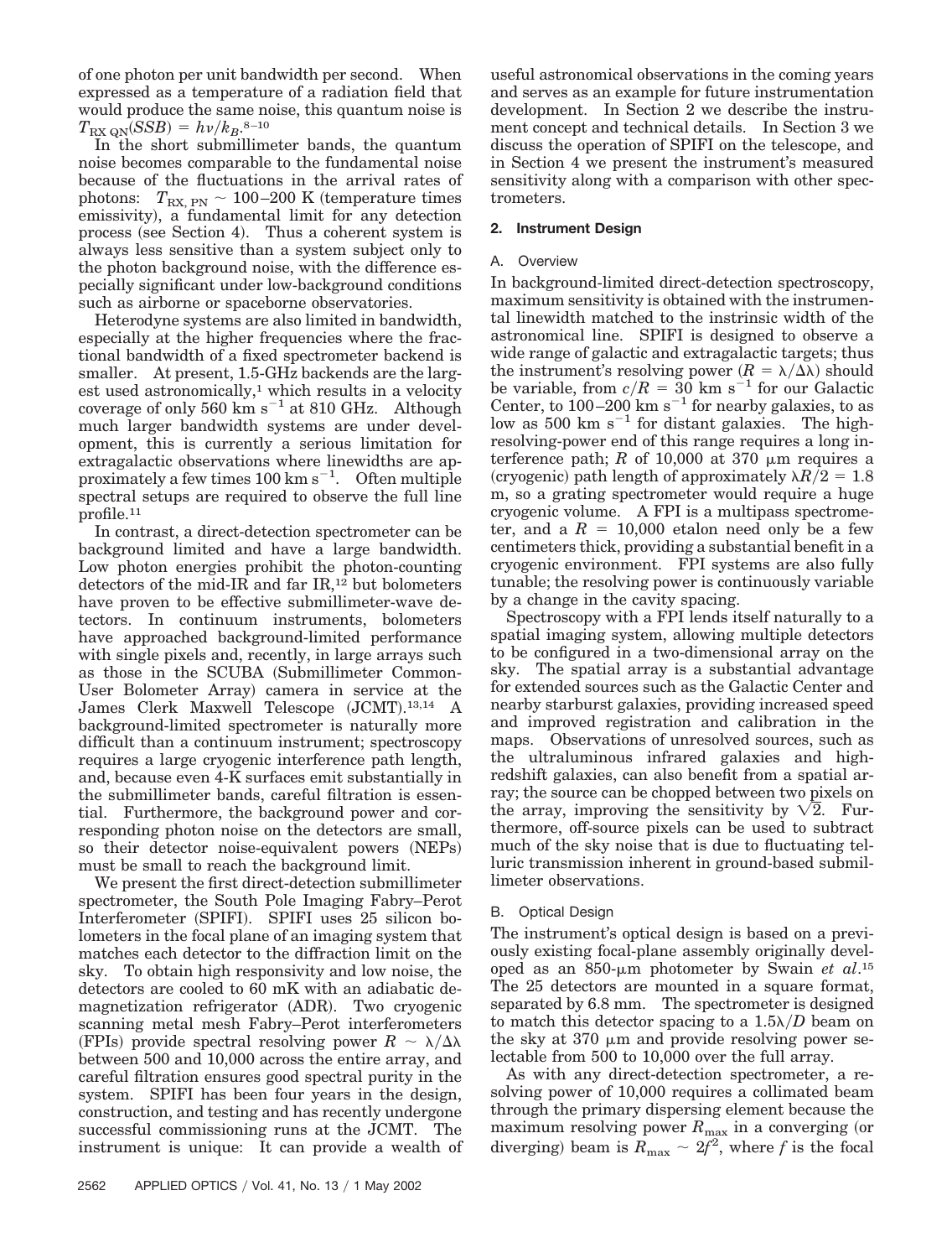of one photon per unit bandwidth per second. When expressed as a temperature of a radiation field that would produce the same noise, this quantum noise is $T_{\mathrm{RX\ QN}}(SSB) = h\nu/k_B$.[8–10]

In the short submillimeter bands, the quantum noise becomes comparable to the fundamental noise because of the fluctuations in the arrival rates of photons: $T_{\mathrm{RX,\ PN}} \sim 100$–$200$ K (temperature times emissivity), a fundamental limit for any detection process (see Section 4). Thus a coherent system is always less sensitive than a system subject only to the photon background noise, with the difference especially significant under low-background conditions such as airborne or spaceborne observatories.

Heterodyne systems are also limited in bandwidth, especially at the higher frequencies where the fractional bandwidth of a fixed spectrometer backend is smaller. At present, 1.5-GHz backends are the largest used astronomically,[1] which results in a velocity coverage of only 560 km $\mathrm{s}^{-1}$ at 810 GHz. Although much larger bandwidth systems are under development, this is currently a serious limitation for extragalactic observations where linewidths are approximately a few times 100 km $\mathrm{s}^{-1}$. Often multiple spectral setups are required to observe the full line profile.[11]

In contrast, a direct-detection spectrometer can be background limited and have a large bandwidth. Low photon energies prohibit the photon-counting detectors of the mid-IR and far IR,[12] but bolometers have proven to be effective submillimeter-wave detectors. In continuum instruments, bolometers have approached background-limited performance with single pixels and, recently, in large arrays such as those in the SCUBA (Submillimeter Common-User Bolometer Array) camera in service at the James Clerk Maxwell Telescope (JCMT).[13,14] A background-limited spectrometer is naturally more difficult than a continuum instrument; spectroscopy requires a large cryogenic interference path length, and, because even 4-K surfaces emit substantially in the submillimeter bands, careful filtration is essential. Furthermore, the background power and corresponding photon noise on the detectors are small, so their detector noise-equivalent powers (NEPs) must be small to reach the background limit.

We present the first direct-detection submillimeter spectrometer, the South Pole Imaging Fabry–Perot Interferometer (SPIFI). SPIFI uses 25 silicon bolometers in the focal plane of an imaging system that matches each detector to the diffraction limit on the sky. To obtain high responsivity and low noise, the detectors are cooled to 60 mK with an adiabatic demagnetization refrigerator (ADR). Two cryogenic scanning metal mesh Fabry–Perot interferometers (FPIs) provide spectral resolving power $R \sim \lambda/\Delta\lambda$ between 500 and 10,000 across the entire array, and careful filtration ensures good spectral purity in the system. SPIFI has been four years in the design, construction, and testing and has recently undergone successful commissioning runs at the JCMT. The instrument is unique: It can provide a wealth of useful astronomical observations in the coming years and serves as an example for future instrumentation development. In Section 2 we describe the instrument concept and technical details. In Section 3 we discuss the operation of SPIFI on the telescope, and in Section 4 we present the instrument's measured sensitivity along with a comparison with other spectrometers.

## 2. Instrument Design

### A. Overview

In background-limited direct-detection spectroscopy, maximum sensitivity is obtained with the instrumental linewidth matched to the instrinsic width of the astronomical line. SPIFI is designed to observe a wide range of galactic and extragalactic targets; thus the instrument's resolving power ($R = \lambda/\Delta\lambda$) should be variable, from $c/R = 30$ km $\mathrm{s}^{-1}$ for our Galactic Center, to 100–200 km $\mathrm{s}^{-1}$ for nearby galaxies, to as low as 500 km $\mathrm{s}^{-1}$ for distant galaxies. The high-resolving-power end of this range requires a long interference path; $R$ of 10,000 at 370 μm requires a (cryogenic) path length of approximately $\lambda R/2 = 1.8$ m, so a grating spectrometer would require a huge cryogenic volume. A FPI is a multipass spectrometer, and a $R = 10{,}000$ etalon need only be a few centimeters thick, providing a substantial benefit in a cryogenic environment. FPI systems are also fully tunable; the resolving power is continuously variable by a change in the cavity spacing.

Spectroscopy with a FPI lends itself naturally to a spatial imaging system, allowing multiple detectors to be configured in a two-dimensional array on the sky. The spatial array is a substantial advantage for extended sources such as the Galactic Center and nearby starburst galaxies, providing increased speed and improved registration and calibration in the maps. Observations of unresolved sources, such as the ultraluminous infrared galaxies and high-redshift galaxies, can also benefit from a spatial array; the source can be chopped between two pixels on the array, improving the sensitivity by $\sqrt{2}$. Furthermore, off-source pixels can be used to subtract much of the sky noise that is due to fluctuating telluric transmission inherent in ground-based submillimeter observations.

### B. Optical Design

The instrument's optical design is based on a previously existing focal-plane assembly originally developed as an 850-μm photometer by Swain *et al*.[15] The 25 detectors are mounted in a square format, separated by 6.8 mm. The spectrometer is designed to match this detector spacing to a $1.5\lambda/D$ beam on the sky at 370 μm and provide resolving power selectable from 500 to 10,000 over the full array.

As with any direct-detection spectrometer, a resolving power of 10,000 requires a collimated beam through the primary dispersing element because the maximum resolving power $R_{\max}$ in a converging (or diverging) beam is $R_{\max} \sim 2f^2$, where $f$ is the focal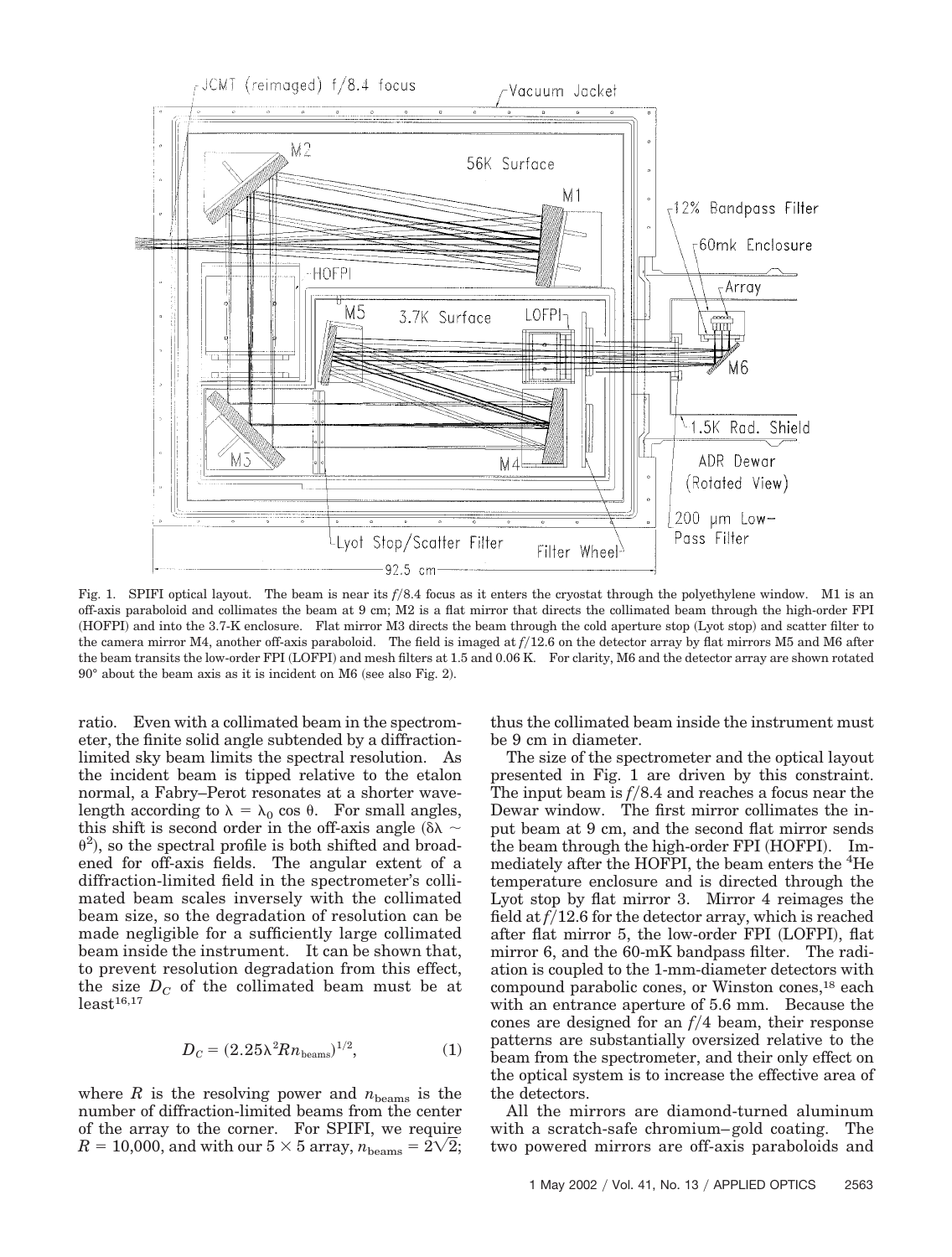Fig. 1. SPIFI optical layout. The beam is near its $f/8.4$ focus as it enters the cryostat through the polyethylene window. M1 is an off-axis paraboloid and collimates the beam at 9 cm; M2 is a flat mirror that directs the collimated beam through the high-order FPI (HOFPI) and into the 3.7-K enclosure. Flat mirror M3 directs the beam through the cold aperture stop (Lyot stop) and scatter filter to the camera mirror M4, another off-axis paraboloid. The field is imaged at $f/12.6$ on the detector array by flat mirrors M5 and M6 after the beam transits the low-order FPI (LOFPI) and mesh filters at 1.5 and 0.06 K. For clarity, M6 and the detector array are shown rotated 90° about the beam axis as it is incident on M6 (see also Fig. 2).

ratio. Even with a collimated beam in the spectrometer, the finite solid angle subtended by a diffraction-limited sky beam limits the spectral resolution. As the incident beam is tipped relative to the etalon normal, a Fabry–Perot resonates at a shorter wavelength according to $\lambda = \lambda_0 \cos \theta$. For small angles, this shift is second order in the off-axis angle ($\delta\lambda \sim \theta^2$), so the spectral profile is both shifted and broadened for off-axis fields. The angular extent of a diffraction-limited field in the spectrometer's collimated beam scales inversely with the collimated beam size, so the degradation of resolution can be made negligible for a sufficiently large collimated beam inside the instrument. It can be shown that, to prevent resolution degradation from this effect, the size $D_C$ of the collimated beam must be at least[16,17]

$$D_C = (2.25\lambda^2 R n_{\text{beams}})^{1/2}, \tag{1}$$

where $R$ is the resolving power and $n_{\text{beams}}$ is the number of diffraction-limited beams from the center of the array to the corner. For SPIFI, we require $R = 10{,}000$, and with our $5 \times 5$ array, $n_{\text{beams}} = 2\sqrt{2}$; thus the collimated beam inside the instrument must be 9 cm in diameter.

The size of the spectrometer and the optical layout presented in Fig. 1 are driven by this constraint. The input beam is $f/8.4$ and reaches a focus near the Dewar window. The first mirror collimates the input beam at 9 cm, and the second flat mirror sends the beam through the high-order FPI (HOFPI). Immediately after the HOFPI, the beam enters the $^4$He temperature enclosure and is directed through the Lyot stop by flat mirror 3. Mirror 4 reimages the field at $f/12.6$ for the detector array, which is reached after flat mirror 5, the low-order FPI (LOFPI), flat mirror 6, and the 60-mK bandpass filter. The radiation is coupled to the 1-mm-diameter detectors with compound parabolic cones, or Winston cones,[18] each with an entrance aperture of 5.6 mm. Because the cones are designed for an $f/4$ beam, their response patterns are substantially oversized relative to the beam from the spectrometer, and their only effect on the optical system is to increase the effective area of the detectors.

All the mirrors are diamond-turned aluminum with a scratch-safe chromium–gold coating. The two powered mirrors are off-axis paraboloids and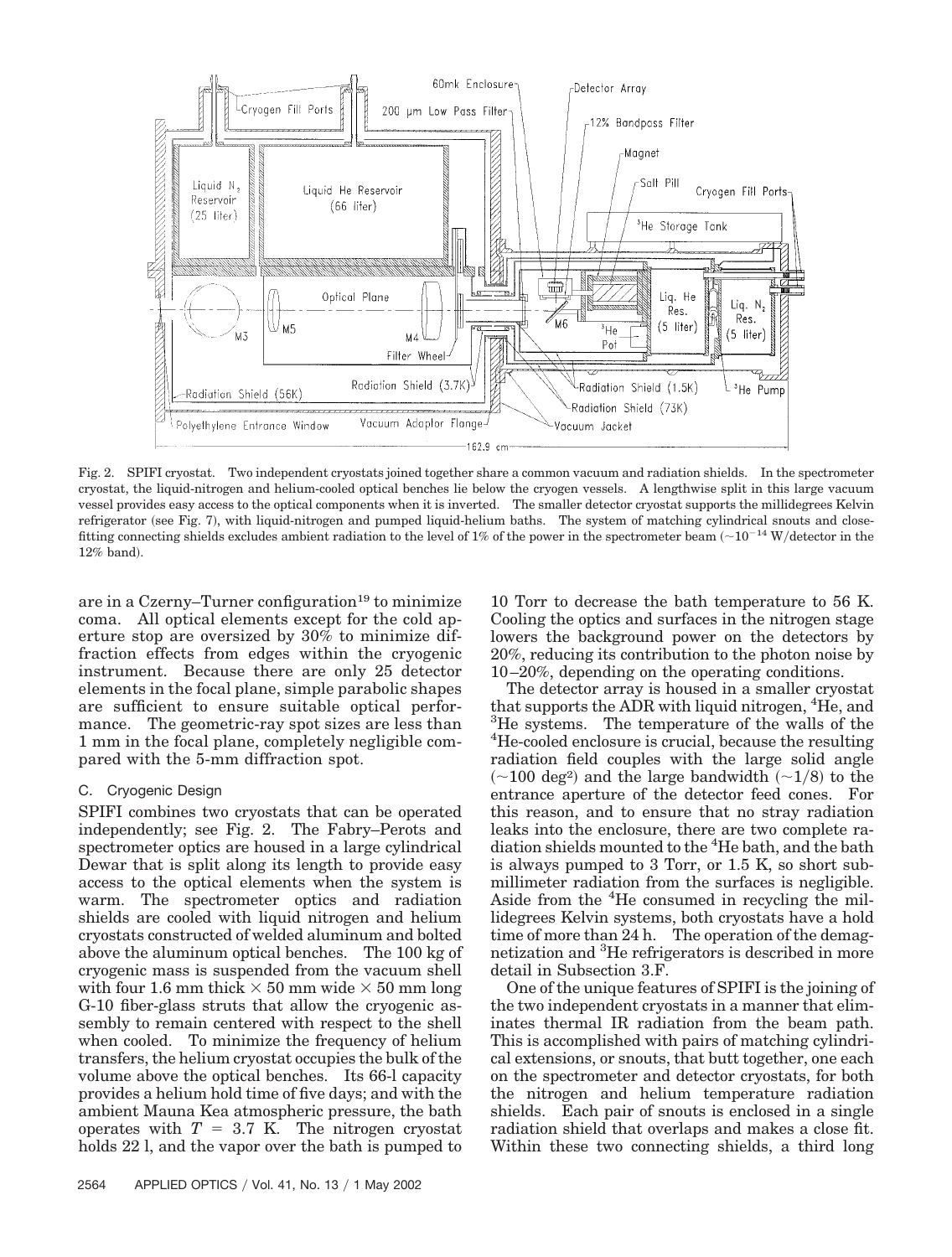Fig. 2. SPIFI cryostat. Two independent cryostats joined together share a common vacuum and radiation shields. In the spectrometer cryostat, the liquid-nitrogen and helium-cooled optical benches lie below the cryogen vessels. A lengthwise split in this large vacuum vessel provides easy access to the optical components when it is inverted. The smaller detector cryostat supports the millidegrees Kelvin refrigerator (see Fig. 7), with liquid-nitrogen and pumped liquid-helium baths. The system of matching cylindrical snouts and close-fitting connecting shields excludes ambient radiation to the level of 1% of the power in the spectrometer beam ($\sim 10^{-14}$ W/detector in the 12% band).

are in a Czerny–Turner configuration[19] to minimize coma. All optical elements except for the cold aperture stop are oversized by 30% to minimize diffraction effects from edges within the cryogenic instrument. Because there are only 25 detector elements in the focal plane, simple parabolic shapes are sufficient to ensure suitable optical performance. The geometric-ray spot sizes are less than 1 mm in the focal plane, completely negligible compared with the 5-mm diffraction spot.

### C. Cryogenic Design

SPIFI combines two cryostats that can be operated independently; see Fig. 2. The Fabry–Perots and spectrometer optics are housed in a large cylindrical Dewar that is split along its length to provide easy access to the optical elements when the system is warm. The spectrometer optics and radiation shields are cooled with liquid nitrogen and helium cryostats constructed of welded aluminum and bolted above the aluminum optical benches. The 100 kg of cryogenic mass is suspended from the vacuum shell with four 1.6 mm thick $\times$ 50 mm wide $\times$ 50 mm long G-10 fiber-glass struts that allow the cryogenic assembly to remain centered with respect to the shell when cooled. To minimize the frequency of helium transfers, the helium cryostat occupies the bulk of the volume above the optical benches. Its 66-l capacity provides a helium hold time of five days; and with the ambient Mauna Kea atmospheric pressure, the bath operates with $T = 3.7$ K. The nitrogen cryostat holds 22 l, and the vapor over the bath is pumped to 10 Torr to decrease the bath temperature to 56 K. Cooling the optics and surfaces in the nitrogen stage lowers the background power on the detectors by 20%, reducing its contribution to the photon noise by 10–20%, depending on the operating conditions.

The detector array is housed in a smaller cryostat that supports the ADR with liquid nitrogen, $^4$He, and $^3$He systems. The temperature of the walls of the $^4$He-cooled enclosure is crucial, because the resulting radiation field couples with the large solid angle ($\sim$100 deg²) and the large bandwidth ($\sim$1/8) to the entrance aperture of the detector feed cones. For this reason, and to ensure that no stray radiation leaks into the enclosure, there are two complete radiation shields mounted to the $^4$He bath, and the bath is always pumped to 3 Torr, or 1.5 K, so short submillimeter radiation from the surfaces is negligible. Aside from the $^4$He consumed in recycling the millidegrees Kelvin systems, both cryostats have a hold time of more than 24 h. The operation of the demagnetization and $^3$He refrigerators is described in more detail in Subsection 3.F.

One of the unique features of SPIFI is the joining of the two independent cryostats in a manner that eliminates thermal IR radiation from the beam path. This is accomplished with pairs of matching cylindrical extensions, or snouts, that butt together, one each on the spectrometer and detector cryostats, for both the nitrogen and helium temperature radiation shields. Each pair of snouts is enclosed in a single radiation shield that overlaps and makes a close fit. Within these two connecting shields, a third long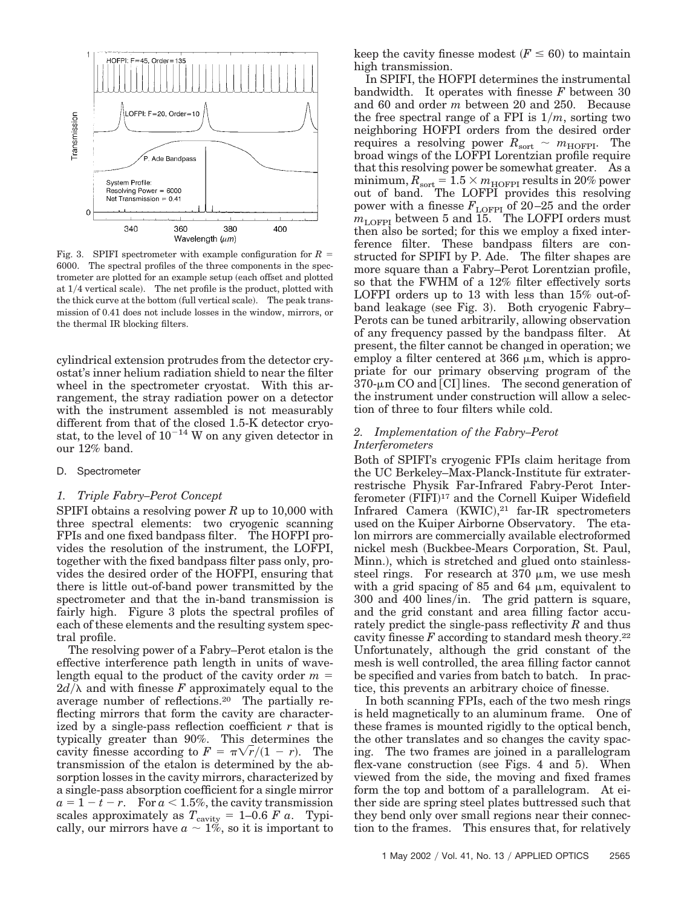Fig. 3. SPIFI spectrometer with example configuration for $R = 6000$. The spectral profiles of the three components in the spectrometer are plotted for an example setup (each offset and plotted at 1/4 vertical scale). The net profile is the product, plotted with the thick curve at the bottom (full vertical scale). The peak transmission of 0.41 does not include losses in the window, mirrors, or the thermal IR blocking filters.

cylindrical extension protrudes from the detector cryostat's inner helium radiation shield to near the filter wheel in the spectrometer cryostat. With this arrangement, the stray radiation power on a detector with the instrument assembled is not measurably different from that of the closed 1.5-K detector cryostat, to the level of $10^{-14}$ W on any given detector in our 12% band.

## D. Spectrometer

### 1. Triple Fabry–Perot Concept

SPIFI obtains a resolving power $R$ up to 10,000 with three spectral elements: two cryogenic scanning FPIs and one fixed bandpass filter. The HOFPI provides the resolution of the instrument, the LOFPI, together with the fixed bandpass filter pass only, provides the desired order of the HOFPI, ensuring that there is little out-of-band power transmitted by the spectrometer and that the in-band transmission is fairly high. Figure 3 plots the spectral profiles of each of these elements and the resulting system spectral profile.

The resolving power of a Fabry–Perot etalon is the effective interference path length in units of wavelength equal to the product of the cavity order $m = 2d/\lambda$ and with finesse $F$ approximately equal to the average number of reflections.[20] The partially reflecting mirrors that form the cavity are characterized by a single-pass reflection coefficient $r$ that is typically greater than 90%. This determines the cavity finesse according to $F = \pi\sqrt{r}/(1 - r)$. The transmission of the etalon is determined by the absorption losses in the cavity mirrors, characterized by a single-pass absorption coefficient for a single mirror $a = 1 - t - r$. For $a < 1.5\%$, the cavity transmission scales approximately as $T_{\mathrm{cavity}} = 1\text{–}0.6\, F\, a$. Typically, our mirrors have $a \sim 1\%$, so it is important to keep the cavity finesse modest ($F \leq 60$) to maintain high transmission.

In SPIFI, the HOFPI determines the instrumental bandwidth. It operates with finesse $F$ between 30 and 60 and order $m$ between 20 and 250. Because the free spectral range of a FPI is $1/m$, sorting two neighboring HOFPI orders from the desired order requires a resolving power $R_{\mathrm{sort}} \sim m_{\mathrm{HOFPI}}$. The broad wings of the LOFPI Lorentzian profile require that this resolving power be somewhat greater. As a minimum, $R_{\mathrm{sort}} = 1.5 \times m_{\mathrm{HOFPI}}$ results in 20% power out of band. The LOFPI provides this resolving power with a finesse $F_{\mathrm{LOFPI}}$ of 20–25 and the order $m_{\mathrm{LOFPI}}$ between 5 and 15. The LOFPI orders must then also be sorted; for this we employ a fixed interference filter. These bandpass filters are constructed for SPIFI by P. Ade. The filter shapes are more square than a Fabry–Perot Lorentzian profile, so that the FWHM of a 12% filter effectively sorts LOFPI orders up to 13 with less than 15% out-of-band leakage (see Fig. 3). Both cryogenic Fabry–Perots can be tuned arbitrarily, allowing observation of any frequency passed by the bandpass filter. At present, the filter cannot be changed in operation; we employ a filter centered at 366 μm, which is appropriate for our primary observing program of the 370-μm CO and [CI] lines. The second generation of the instrument under construction will allow a selection of three to four filters while cold.

### 2. Implementation of the Fabry–Perot Interferometers

Both of SPIFI's cryogenic FPIs claim heritage from the UC Berkeley–Max-Planck-Institute für extraterrestrische Physik Far-Infrared Fabry-Perot Interferometer (FIFI)[17] and the Cornell Kuiper Widefield Infrared Camera (KWIC),[21] far-IR spectrometers used on the Kuiper Airborne Observatory. The etalon mirrors are commercially available electroformed nickel mesh (Buckbee-Mears Corporation, St. Paul, Minn.), which is stretched and glued onto stainless-steel rings. For research at 370 μm, we use mesh with a grid spacing of 85 and 64 μm, equivalent to 300 and 400 lines/in. The grid pattern is square, and the grid constant and area filling factor accurately predict the single-pass reflectivity $R$ and thus cavity finesse $F$ according to standard mesh theory.[22] Unfortunately, although the grid constant of the mesh is well controlled, the area filling factor cannot be specified and varies from batch to batch. In practice, this prevents an arbitrary choice of finesse.

In both scanning FPIs, each of the two mesh rings is held magnetically to an aluminum frame. One of these frames is mounted rigidly to the optical bench, the other translates and so changes the cavity spacing. The two frames are joined in a parallelogram flex-vane construction (see Figs. 4 and 5). When viewed from the side, the moving and fixed frames form the top and bottom of a parallelogram. At either side are spring steel plates buttressed such that they bend only over small regions near their connection to the frames. This ensures that, for relatively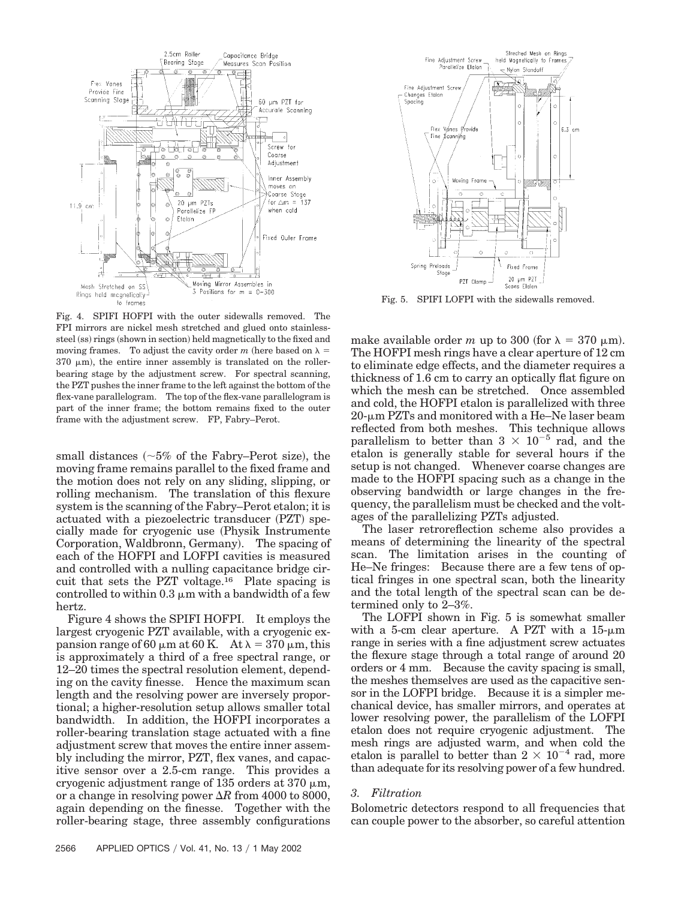Fig. 4. SPIFI HOFPI with the outer sidewalls removed. The FPI mirrors are nickel mesh stretched and glued onto stainless-steel (ss) rings (shown in section) held magnetically to the fixed and moving frames. To adjust the cavity order $m$ (here based on $\lambda = 370\ \mu m$), the entire inner assembly is translated on the roller-bearing stage by the adjustment screw. For spectral scanning, the PZT pushes the inner frame to the left against the bottom of the flex-vane parallelogram. The top of the flex-vane parallelogram is part of the inner frame; the bottom remains fixed to the outer frame with the adjustment screw. FP, Fabry–Perot.

Fig. 5. SPIFI LOFPI with the sidewalls removed.

small distances (~5% of the Fabry–Perot size), the moving frame remains parallel to the fixed frame and the motion does not rely on any sliding, slipping, or rolling mechanism. The translation of this flexure system is the scanning of the Fabry–Perot etalon; it is actuated with a piezoelectric transducer (PZT) specially made for cryogenic use (Physik Instrumente Corporation, Waldbronn, Germany). The spacing of each of the HOFPI and LOFPI cavities is measured and controlled with a nulling capacitance bridge circuit that sets the PZT voltage.[16] Plate spacing is controlled to within 0.3 $\mu$m with a bandwidth of a few hertz.

Figure 4 shows the SPIFI HOFPI. It employs the largest cryogenic PZT available, with a cryogenic expansion range of 60 $\mu$m at 60 K. At $\lambda = 370\ \mu m$, this is approximately a third of a free spectral range, or 12–20 times the spectral resolution element, depending on the cavity finesse. Hence the maximum scan length and the resolving power are inversely proportional; a higher-resolution setup allows smaller total bandwidth. In addition, the HOFPI incorporates a roller-bearing translation stage actuated with a fine adjustment screw that moves the entire inner assembly including the mirror, PZT, flex vanes, and capacitive sensor over a 2.5-cm range. This provides a cryogenic adjustment range of 135 orders at 370 $\mu$m, or a change in resolving power $\Delta R$ from 4000 to 8000, again depending on the finesse. Together with the roller-bearing stage, three assembly configurations make available order $m$ up to 300 (for $\lambda = 370\ \mu m$). The HOFPI mesh rings have a clear aperture of 12 cm to eliminate edge effects, and the diameter requires a thickness of 1.6 cm to carry an optically flat figure on which the mesh can be stretched. Once assembled and cold, the HOFPI etalon is parallelized with three 20-$\mu$m PZTs and monitored with a He–Ne laser beam reflected from both meshes. This technique allows parallelism to better than $3 \times 10^{-5}$ rad, and the etalon is generally stable for several hours if the setup is not changed. Whenever coarse changes are made to the HOFPI spacing such as a change in the observing bandwidth or large changes in the frequency, the parallelism must be checked and the voltages of the parallelizing PZTs adjusted.

The laser retroreflection scheme also provides a means of determining the linearity of the spectral scan. The limitation arises in the counting of He–Ne fringes: Because there are a few tens of optical fringes in one spectral scan, both the linearity and the total length of the spectral scan can be determined only to 2–3%.

The LOFPI shown in Fig. 5 is somewhat smaller with a 5-cm clear aperture. A PZT with a 15-$\mu$m range in series with a fine adjustment screw actuates the flexure stage through a total range of around 20 orders or 4 mm. Because the cavity spacing is small, the meshes themselves are used as the capacitive sensor in the LOFPI bridge. Because it is a simpler mechanical device, has smaller mirrors, and operates at lower resolving power, the parallelism of the LOFPI etalon does not require cryogenic adjustment. The mesh rings are adjusted warm, and when cold the etalon is parallel to better than $2 \times 10^{-4}$ rad, more than adequate for its resolving power of a few hundred.

### 3. Filtration

Bolometric detectors respond to all frequencies that can couple power to the absorber, so careful attention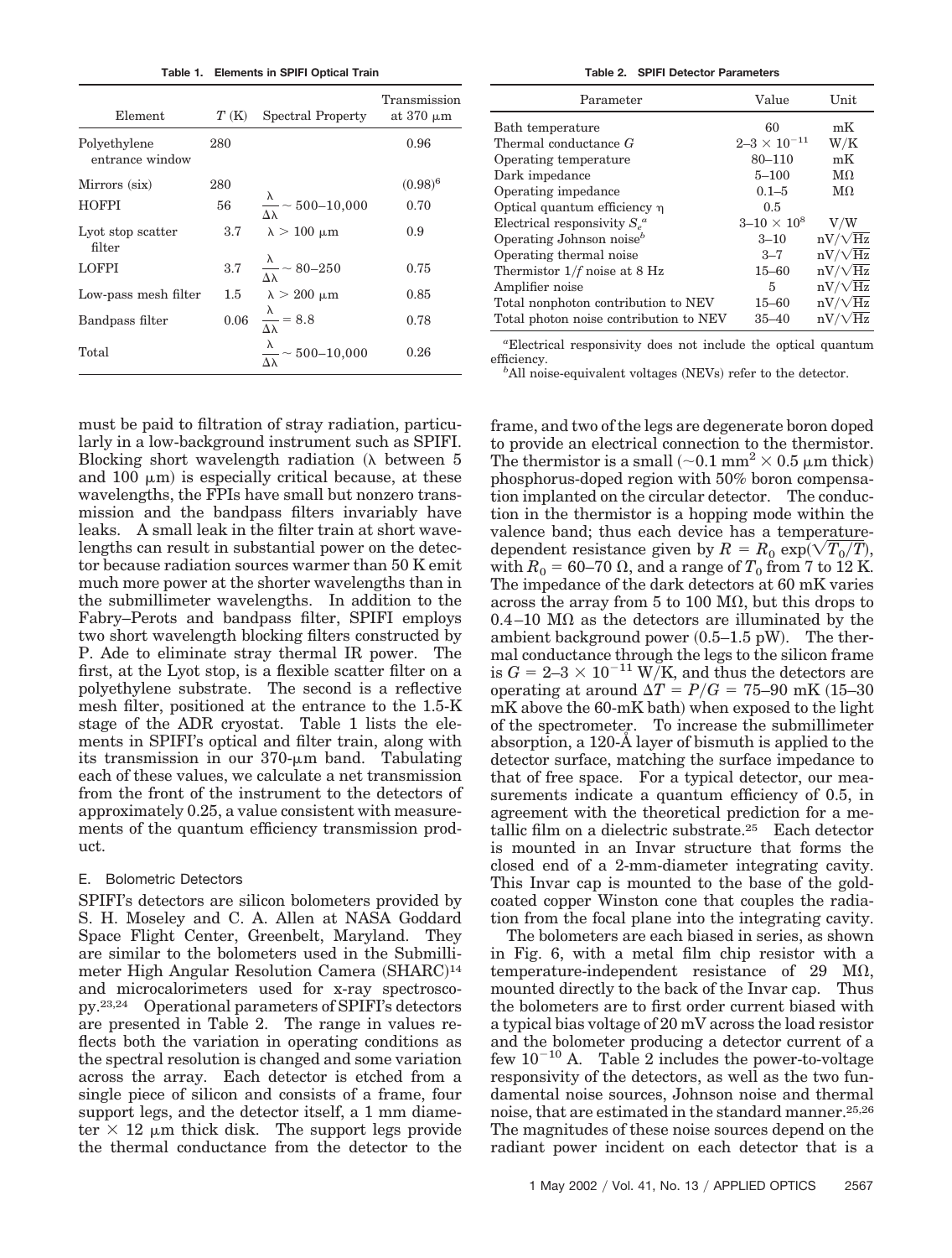**Table 1. Elements in SPIFI Optical Train**

| Element | $T$ (K) | Spectral Property | Transmission at 370 μm |
|---|---|---|---|
| Polyethylene entrance window | 280 | | 0.96 |
| Mirrors (six) | 280 | | $(0.98)^6$ |
| HOFPI | 56 | $\frac{\lambda}{\Delta\lambda} \sim 500\text{–}10{,}000$ | 0.70 |
| Lyot stop scatter filter | 3.7 | $\lambda > 100$ μm | 0.9 |
| LOFPI | 3.7 | $\frac{\lambda}{\Delta\lambda} \sim 80\text{–}250$ | 0.75 |
| Low-pass mesh filter | 1.5 | $\lambda > 200$ μm | 0.85 |
| Bandpass filter | 0.06 | $\frac{\lambda}{\Delta\lambda} = 8.8$ | 0.78 |
| Total | | $\frac{\lambda}{\Delta\lambda} \sim 500\text{–}10{,}000$ | 0.26 |

**Table 2. SPIFI Detector Parameters**

| Parameter | Value | Unit |
|---|---|---|
| Bath temperature | 60 | mK |
| Thermal conductance $G$ | $2\text{–}3 \times 10^{-11}$ | W/K |
| Operating temperature | 80–110 | mK |
| Dark impedance | 5–100 | MΩ |
| Operating impedance | 0.1–5 | MΩ |
| Optical quantum efficiency $\eta$ | 0.5 | |
| Electrical responsivity $S_e$[a] | $3\text{–}10 \times 10^8$ | V/W |
| Operating Johnson noise[b] | 3–10 | $\text{nV}/\sqrt{\text{Hz}}$ |
| Operating thermal noise | 3–7 | $\text{nV}/\sqrt{\text{Hz}}$ |
| Thermistor $1/f$ noise at 8 Hz | 15–60 | $\text{nV}/\sqrt{\text{Hz}}$ |
| Amplifier noise | 5 | $\text{nV}/\sqrt{\text{Hz}}$ |
| Total nonphoton contribution to NEV | 15–60 | $\text{nV}/\sqrt{\text{Hz}}$ |
| Total photon noise contribution to NEV | 35–40 | $\text{nV}/\sqrt{\text{Hz}}$ |

[a] Electrical responsivity does not include the optical quantum efficiency.
[b] All noise-equivalent voltages (NEVs) refer to the detector.

must be paid to filtration of stray radiation, particularly in a low-background instrument such as SPIFI. Blocking short wavelength radiation ($\lambda$ between 5 and 100 μm) is especially critical because, at these wavelengths, the FPIs have small but nonzero transmission and the bandpass filters invariably have leaks. A small leak in the filter train at short wavelengths can result in substantial power on the detector because radiation sources warmer than 50 K emit much more power at the shorter wavelengths than in the submillimeter wavelengths. In addition to the Fabry–Perots and bandpass filter, SPIFI employs two short wavelength blocking filters constructed by P. Ade to eliminate stray thermal IR power. The first, at the Lyot stop, is a flexible scatter filter on a polyethylene substrate. The second is a reflective mesh filter, positioned at the entrance to the 1.5-K stage of the ADR cryostat. Table 1 lists the elements in SPIFI's optical and filter train, along with its transmission in our 370-μm band. Tabulating each of these values, we calculate a net transmission from the front of the instrument to the detectors of approximately 0.25, a value consistent with measurements of the quantum efficiency transmission product.

### E. Bolometric Detectors

SPIFI's detectors are silicon bolometers provided by S. H. Moseley and C. A. Allen at NASA Goddard Space Flight Center, Greenbelt, Maryland. They are similar to the bolometers used in the Submillimeter High Angular Resolution Camera (SHARC)[14] and microcalorimeters used for x-ray spectroscopy.[23,24] Operational parameters of SPIFI's detectors are presented in Table 2. The range in values reflects both the variation in operating conditions as the spectral resolution is changed and some variation across the array. Each detector is etched from a single piece of silicon and consists of a frame, four support legs, and the detector itself, a 1 mm diameter × 12 μm thick disk. The support legs provide the thermal conductance from the detector to the frame, and two of the legs are degenerate boron doped to provide an electrical connection to the thermistor. The thermistor is a small ($\sim$0.1 mm$^2$ × 0.5 μm thick) phosphorus-doped region with 50% boron compensation implanted on the circular detector. The conduction in the thermistor is a hopping mode within the valence band; thus each device has a temperature-dependent resistance given by $R = R_0 \exp(\sqrt{T_0/T})$, with $R_0 = 60\text{–}70$ Ω, and a range of $T_0$ from 7 to 12 K. The impedance of the dark detectors at 60 mK varies across the array from 5 to 100 MΩ, but this drops to 0.4–10 MΩ as the detectors are illuminated by the ambient background power (0.5–1.5 pW). The thermal conductance through the legs to the silicon frame is $G = 2\text{–}3 \times 10^{-11}$ W/K, and thus the detectors are operating at around $\Delta T = P/G = 75\text{–}90$ mK (15–30 mK above the 60-mK bath) when exposed to the light of the spectrometer. To increase the submillimeter absorption, a 120-Å layer of bismuth is applied to the detector surface, matching the surface impedance to that of free space. For a typical detector, our measurements indicate a quantum efficiency of 0.5, in agreement with the theoretical prediction for a metallic film on a dielectric substrate.[25] Each detector is mounted in an Invar structure that forms the closed end of a 2-mm-diameter integrating cavity. This Invar cap is mounted to the base of the gold-coated copper Winston cone that couples the radiation from the focal plane into the integrating cavity.

The bolometers are each biased in series, as shown in Fig. 6, with a metal film chip resistor with a temperature-independent resistance of 29 MΩ, mounted directly to the back of the Invar cap. Thus the bolometers are to first order current biased with a typical bias voltage of 20 mV across the load resistor and the bolometer producing a detector current of a few $10^{-10}$ A. Table 2 includes the power-to-voltage responsivity of the detectors, as well as the two fundamental noise sources, Johnson noise and thermal noise, that are estimated in the standard manner.[25,26] The magnitudes of these noise sources depend on the radiant power incident on each detector that is a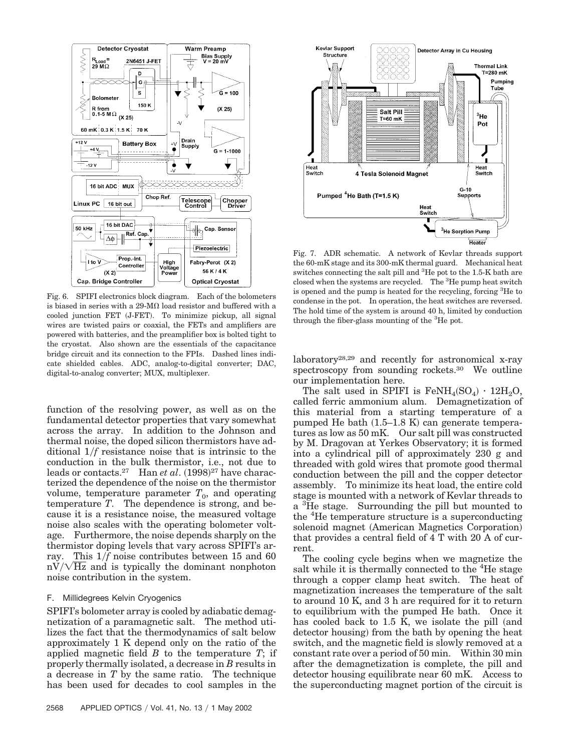Fig. 6. SPIFI electronics block diagram. Each of the bolometers is biased in series with a 29-MΩ load resistor and buffered with a cooled junction FET (J-FET). To minimize pickup, all signal wires are twisted pairs or coaxial, the FETs and amplifiers are powered with batteries, and the preamplifier box is bolted tight to the cryostat. Also shown are the essentials of the capacitance bridge circuit and its connection to the FPIs. Dashed lines indicate shielded cables. ADC, analog-to-digital converter; DAC, digital-to-analog converter; MUX, multiplexer.

function of the resolving power, as well as on the fundamental detector properties that vary somewhat across the array. In addition to the Johnson and thermal noise, the doped silicon thermistors have additional $1/f$ resistance noise that is intrinsic to the conduction in the bulk thermistor, i.e., not due to leads or contacts.[27] Han *et al*. (1998)[27] have characterized the dependence of the noise on the thermistor volume, temperature parameter $T_0$, and operating temperature $T$. The dependence is strong, and because it is a resistance noise, the measured voltage noise also scales with the operating bolometer voltage. Furthermore, the noise depends sharply on the thermistor doping levels that vary across SPIFI's array. This $1/f$ noise contributes between 15 and 60 $\mathrm{nV}/\sqrt{\mathrm{Hz}}$ and is typically the dominant nonphoton noise contribution in the system.

### F. Millidegrees Kelvin Cryogenics

SPIFI's bolometer array is cooled by adiabatic demagnetization of a paramagnetic salt. The method utilizes the fact that the thermodynamics of salt below approximately 1 K depend only on the ratio of the applied magnetic field $B$ to the temperature $T$; if properly thermally isolated, a decrease in $B$ results in a decrease in $T$ by the same ratio. The technique has been used for decades to cool samples in the laboratory[28,29] and recently for astronomical x-ray spectroscopy from sounding rockets.[30] We outline our implementation here.

Fig. 7. ADR schematic. A network of Kevlar threads support the 60-mK stage and its 300-mK thermal guard. Mechanical heat switches connecting the salt pill and $^3$He pot to the 1.5-K bath are closed when the systems are recycled. The $^3$He pump heat switch is opened and the pump is heated for the recycling, forcing $^3$He to condense in the pot. In operation, the heat switches are reversed. The hold time of the system is around 40 h, limited by conduction through the fiber-glass mounting of the $^3$He pot.

The salt used in SPIFI is $FeNH_4(SO_4) \cdot 12H_2O$, called ferric ammonium alum. Demagnetization of this material from a starting temperature of a pumped He bath (1.5–1.8 K) can generate temperatures as low as 50 mK. Our salt pill was constructed by M. Dragovan at Yerkes Observatory; it is formed into a cylindrical pill of approximately 230 g and threaded with gold wires that promote good thermal conduction between the pill and the copper detector assembly. To minimize its heat load, the entire cold stage is mounted with a network of Kevlar threads to a $^3$He stage. Surrounding the pill but mounted to the $^4$He temperature structure is a superconducting solenoid magnet (American Magnetics Corporation) that provides a central field of 4 T with 20 A of current.

The cooling cycle begins when we magnetize the salt while it is thermally connected to the $^4$He stage through a copper clamp heat switch. The heat of magnetization increases the temperature of the salt to around 10 K, and 3 h are required for it to return to equilibrium with the pumped He bath. Once it has cooled back to 1.5 K, we isolate the pill (and detector housing) from the bath by opening the heat switch, and the magnetic field is slowly removed at a constant rate over a period of 50 min. Within 30 min after the demagnetization is complete, the pill and detector housing equilibrate near 60 mK. Access to the superconducting magnet portion of the circuit is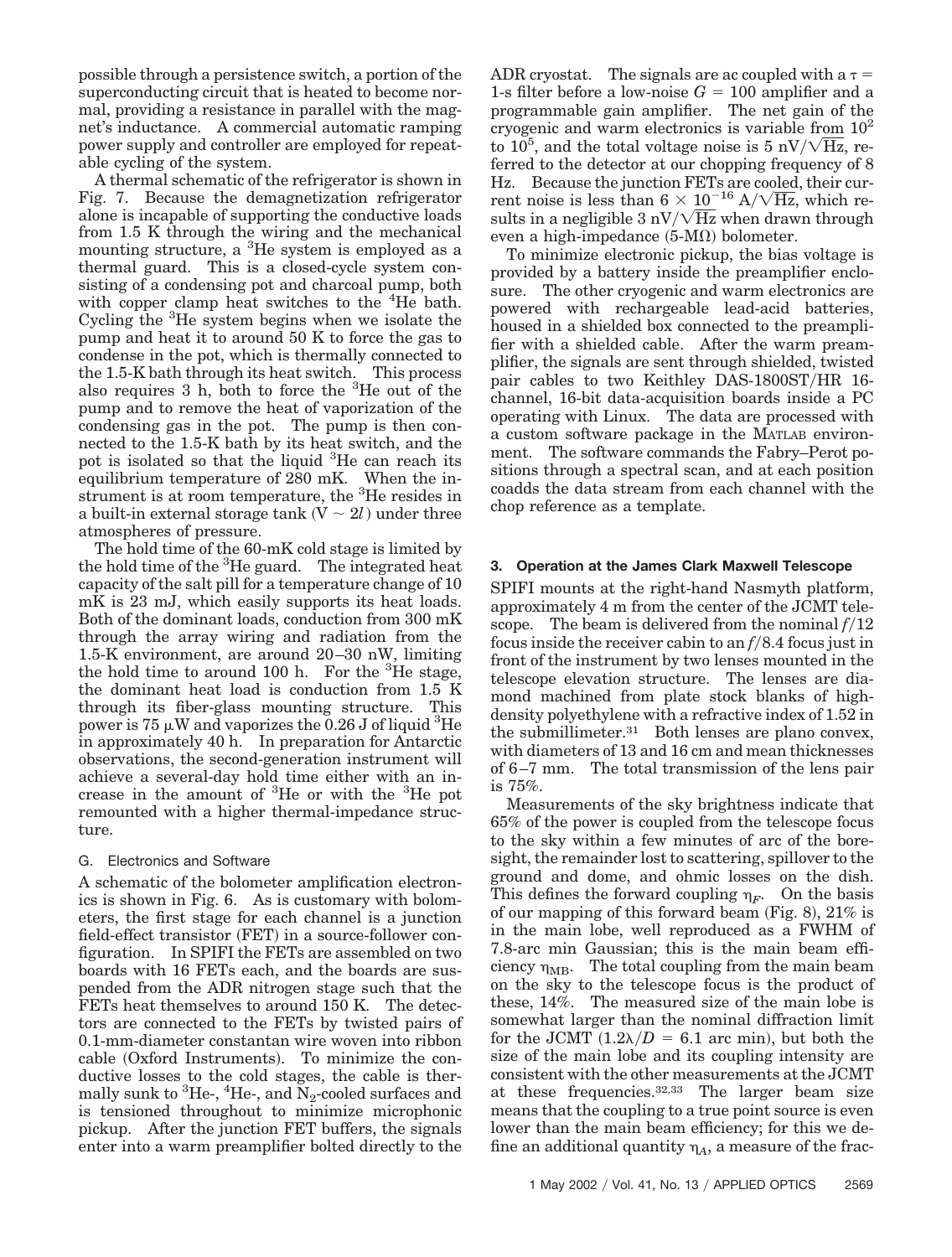possible through a persistence switch, a portion of the superconducting circuit that is heated to become normal, providing a resistance in parallel with the magnet's inductance. A commercial automatic ramping power supply and controller are employed for repeatable cycling of the system.

A thermal schematic of the refrigerator is shown in Fig. 7. Because the demagnetization refrigerator alone is incapable of supporting the conductive loads from 1.5 K through the wiring and the mechanical mounting structure, a $^3$He system is employed as a thermal guard. This is a closed-cycle system consisting of a condensing pot and charcoal pump, both with copper clamp heat switches to the $^4$He bath. Cycling the $^3$He system begins when we isolate the pump and heat it to around 50 K to force the gas to condense in the pot, which is thermally connected to the 1.5-K bath through its heat switch. This process also requires 3 h, both to force the $^3$He out of the pump and to remove the heat of vaporization of the condensing gas in the pot. The pump is then connected to the 1.5-K bath by its heat switch, and the pot is isolated so that the liquid $^3$He can reach its equilibrium temperature of 280 mK. When the instrument is at room temperature, the $^3$He resides in a built-in external storage tank ($V \sim 2l$) under three atmospheres of pressure.

The hold time of the 60-mK cold stage is limited by the hold time of the $^3$He guard. The integrated heat capacity of the salt pill for a temperature change of 10 mK is 23 mJ, which easily supports its heat loads. Both of the dominant loads, conduction from 300 mK through the array wiring and radiation from the 1.5-K environment, are around 20–30 nW, limiting the hold time to around 100 h. For the $^3$He stage, the dominant heat load is conduction from 1.5 K through its fiber-glass mounting structure. This power is 75 $\mu$W and vaporizes the 0.26 J of liquid $^3$He in approximately 40 h. In preparation for Antarctic observations, the second-generation instrument will achieve a several-day hold time either with an increase in the amount of $^3$He or with the $^3$He pot remounted with a higher thermal-impedance structure.

### G. Electronics and Software

A schematic of the bolometer amplification electronics is shown in Fig. 6. As is customary with bolometers, the first stage for each channel is a junction field-effect transistor (FET) in a source-follower configuration. In SPIFI the FETs are assembled on two boards with 16 FETs each, and the boards are suspended from the ADR nitrogen stage such that the FETs heat themselves to around 150 K. The detectors are connected to the FETs by twisted pairs of 0.1-mm-diameter constantan wire woven into ribbon cable (Oxford Instruments). To minimize the conductive losses to the cold stages, the cable is thermally sunk to $^3$He-, $^4$He-, and $N_2$-cooled surfaces and is tensioned throughout to minimize microphonic pickup. After the junction FET buffers, the signals enter into a warm preamplifier bolted directly to the ADR cryostat. The signals are ac coupled with a $\tau =$ 1-s filter before a low-noise $G = 100$ amplifier and a programmable gain amplifier. The net gain of the cryogenic and warm electronics is variable from $10^2$ to $10^5$, and the total voltage noise is 5 nV/$\sqrt{\mathrm{Hz}}$, referred to the detector at our chopping frequency of 8 Hz. Because the junction FETs are cooled, their current noise is less than $6 \times 10^{-16}$ A/$\sqrt{\mathrm{Hz}}$, which results in a negligible 3 nV/$\sqrt{\mathrm{Hz}}$ when drawn through even a high-impedance (5-M$\Omega$) bolometer.

To minimize electronic pickup, the bias voltage is provided by a battery inside the preamplifier enclosure. The other cryogenic and warm electronics are powered with rechargeable lead-acid batteries, housed in a shielded box connected to the preamplifier with a shielded cable. After the warm preamplifier, the signals are sent through shielded, twisted pair cables to two Keithley DAS-1800ST/HR 16-channel, 16-bit data-acquisition boards inside a PC operating with Linux. The data are processed with a custom software package in the MATLAB environment. The software commands the Fabry–Perot positions through a spectral scan, and at each position coadds the data stream from each channel with the chop reference as a template.

## 3. Operation at the James Clark Maxwell Telescope

SPIFI mounts at the right-hand Nasmyth platform, approximately 4 m from the center of the JCMT telescope. The beam is delivered from the nominal $f/12$ focus inside the receiver cabin to an $f/8.4$ focus just in front of the instrument by two lenses mounted in the telescope elevation structure. The lenses are diamond machined from plate stock blanks of high-density polyethylene with a refractive index of 1.52 in the submillimeter.[31] Both lenses are plano convex, with diameters of 13 and 16 cm and mean thicknesses of 6–7 mm. The total transmission of the lens pair is 75%.

Measurements of the sky brightness indicate that 65% of the power is coupled from the telescope focus to the sky within a few minutes of arc of the boresight, the remainder lost to scattering, spillover to the ground and dome, and ohmic losses on the dish. This defines the forward coupling $\eta_F$. On the basis of our mapping of this forward beam (Fig. 8), 21% is in the main lobe, well reproduced as a FWHM of 7.8-arc min Gaussian; this is the main beam efficiency $\eta_{MB}$. The total coupling from the main beam on the sky to the telescope focus is the product of these, 14%. The measured size of the main lobe is somewhat larger than the nominal diffraction limit for the JCMT ($1.2\lambda/D = 6.1$ arc min), but both the size of the main lobe and its coupling intensity are consistent with the other measurements at the JCMT at these frequencies.[32,33] The larger beam size means that the coupling to a true point source is even lower than the main beam efficiency; for this we define an additional quantity $\eta_A$, a measure of the frac-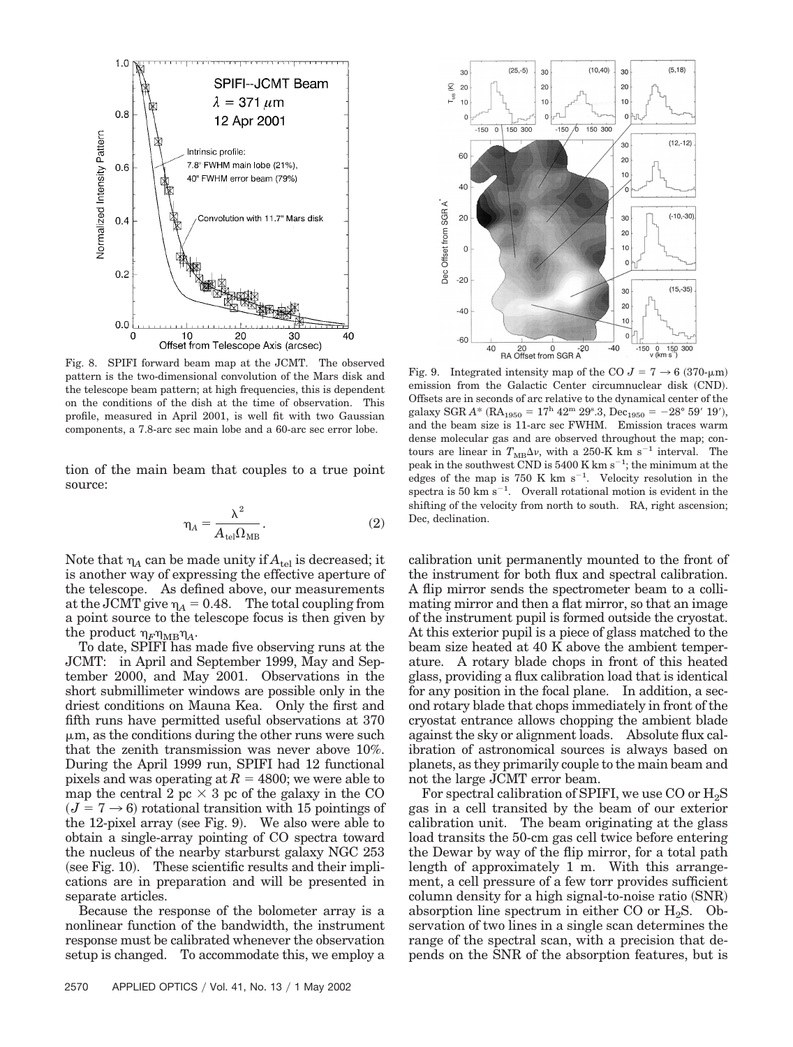Fig. 8. SPIFI forward beam map at the JCMT. The observed pattern is the two-dimensional convolution of the Mars disk and the telescope beam pattern; at high frequencies, this is dependent on the conditions of the dish at the time of observation. This profile, measured in April 2001, is well fit with two Gaussian components, a 7.8-arc sec main lobe and a 60-arc sec error lobe.

tion of the main beam that couples to a true point source:

$$\eta_A = \frac{\lambda^2}{A_{\text{tel}}\Omega_{\text{MB}}}. \quad (2)$$

Note that $\eta_A$ can be made unity if $A_{\text{tel}}$ is decreased; it is another way of expressing the effective aperture of the telescope. As defined above, our measurements at the JCMT give $\eta_A = 0.48$. The total coupling from a point source to the telescope focus is then given by the product $\eta_F \eta_{\text{MB}} \eta_A$.

To date, SPIFI has made five observing runs at the JCMT: in April and September 1999, May and September 2000, and May 2001. Observations in the short submillimeter windows are possible only in the driest conditions on Mauna Kea. Only the first and fifth runs have permitted useful observations at 370 μm, as the conditions during the other runs were such that the zenith transmission was never above 10%. During the April 1999 run, SPIFI had 12 functional pixels and was operating at $R = 4800$; we were able to map the central 2 pc × 3 pc of the galaxy in the CO ($J = 7 \rightarrow 6$) rotational transition with 15 pointings of the 12-pixel array (see Fig. 9). We also were able to obtain a single-array pointing of CO spectra toward the nucleus of the nearby starburst galaxy NGC 253 (see Fig. 10). These scientific results and their implications are in preparation and will be presented in separate articles.

Because the response of the bolometer array is a nonlinear function of the bandwidth, the instrument response must be calibrated whenever the observation setup is changed. To accommodate this, we employ a calibration unit permanently mounted to the front of the instrument for both flux and spectral calibration. A flip mirror sends the spectrometer beam to a collimating mirror and then a flat mirror, so that an image of the instrument pupil is formed outside the cryostat. At this exterior pupil is a piece of glass matched to the beam size heated at 40 K above the ambient temperature. A rotary blade chops in front of this heated glass, providing a flux calibration load that is identical for any position in the focal plane. In addition, a second rotary blade that chops immediately in front of the cryostat entrance allows chopping the ambient blade against the sky or alignment loads. Absolute flux calibration of astronomical sources is always based on planets, as they primarily couple to the main beam and not the large JCMT error beam.

Fig. 9. Integrated intensity map of the CO $J = 7 \rightarrow 6$ (370-μm) emission from the Galactic Center circumnuclear disk (CND). Offsets are in seconds of arc relative to the dynamical center of the galaxy SGR $A^*$ ($\text{RA}_{1950} = 17^{\text{h}}\,42^{\text{m}}\,29^{\text{s}}.3$, $\text{Dec}_{1950} = -28°\,59'\,19'$), and the beam size is 11-arc sec FWHM. Emission traces warm dense molecular gas and are observed throughout the map; contours are linear in $T_{\text{MB}}\Delta\nu$, with a 250-K km s$^{-1}$ interval. The peak in the southwest CND is 5400 K km s$^{-1}$; the minimum at the edges of the map is 750 K km s$^{-1}$. Velocity resolution in the spectra is 50 km s$^{-1}$. Overall rotational motion is evident in the shifting of the velocity from north to south. RA, right ascension; Dec, declination.

For spectral calibration of SPIFI, we use CO or $H_2S$ gas in a cell transited by the beam of our exterior calibration unit. The beam originating at the glass load transits the 50-cm gas cell twice before entering the Dewar by way of the flip mirror, for a total path length of approximately 1 m. With this arrangement, a cell pressure of a few torr provides sufficient column density for a high signal-to-noise ratio (SNR) absorption line spectrum in either CO or $H_2S$. Observation of two lines in a single scan determines the range of the spectral scan, with a precision that depends on the SNR of the absorption features, but is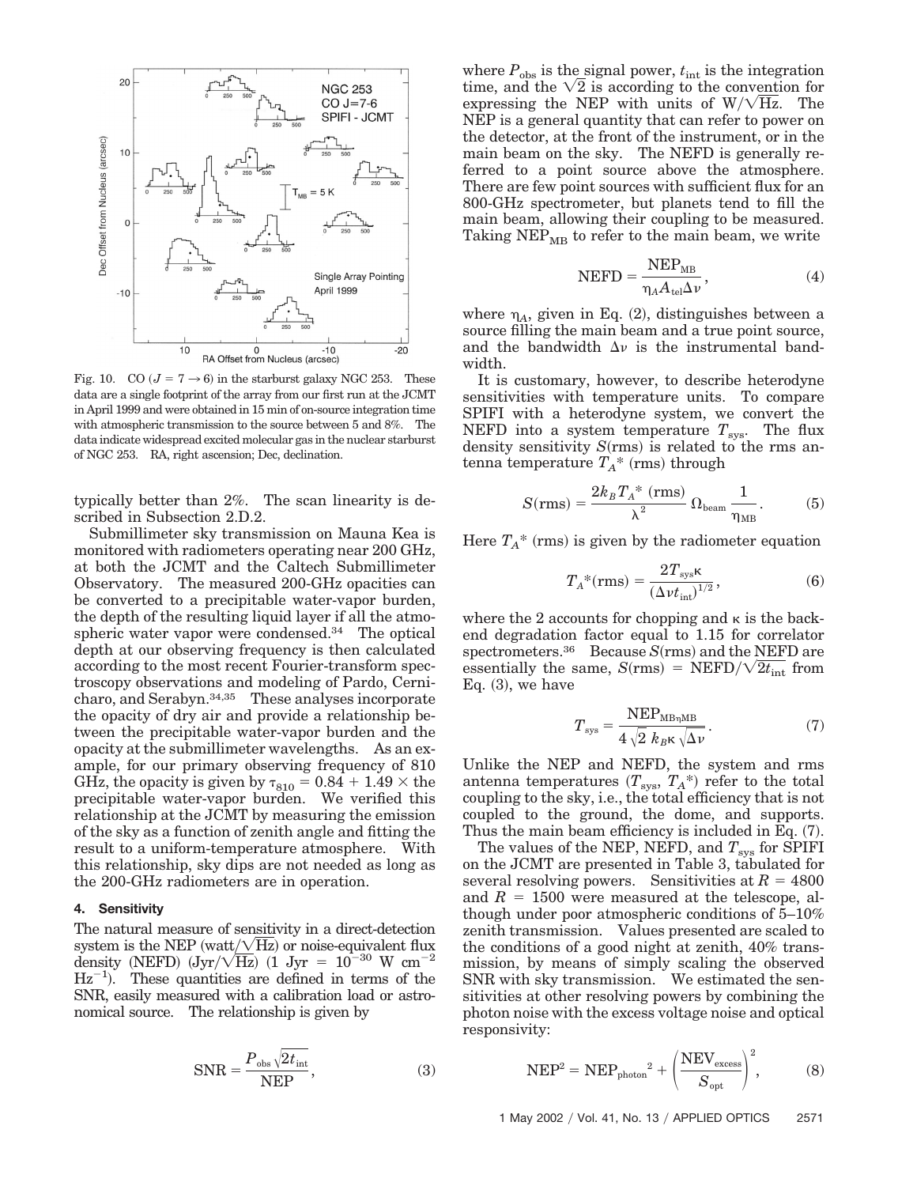Fig. 10. CO ($J = 7 \rightarrow 6$) in the starburst galaxy NGC 253. These data are a single footprint of the array from our first run at the JCMT in April 1999 and were obtained in 15 min of on-source integration time with atmospheric transmission to the source between 5 and 8%. The data indicate widespread excited molecular gas in the nuclear starburst of NGC 253. RA, right ascension; Dec, declination.

typically better than 2%. The scan linearity is described in Subsection 2.D.2.

Submillimeter sky transmission on Mauna Kea is monitored with radiometers operating near 200 GHz, at both the JCMT and the Caltech Submillimeter Observatory. The measured 200-GHz opacities can be converted to a precipitable water-vapor burden, the depth of the resulting liquid layer if all the atmospheric water vapor were condensed.[34] The optical depth at our observing frequency is then calculated according to the most recent Fourier-transform spectroscopy observations and modeling of Pardo, Cernicharo, and Serabyn.[34,35] These analyses incorporate the opacity of dry air and provide a relationship between the precipitable water-vapor burden and the opacity at the submillimeter wavelengths. As an example, for our primary observing frequency of 810 GHz, the opacity is given by $\tau_{810} = 0.84 + 1.49 \times$ the precipitable water-vapor burden. We verified this relationship at the JCMT by measuring the emission of the sky as a function of zenith angle and fitting the result to a uniform-temperature atmosphere. With this relationship, sky dips are not needed as long as the 200-GHz radiometers are in operation.

## 4. Sensitivity

The natural measure of sensitivity in a direct-detection system is the NEP (watt/$\sqrt{\text{Hz}}$) or noise-equivalent flux density (NEFD) (Jyr/$\sqrt{\text{Hz}}$) (1 Jyr $= 10^{-30}$ W cm$^{-2}$ Hz$^{-1}$). These quantities are defined in terms of the SNR, easily measured with a calibration load or astronomical source. The relationship is given by

$$\text{SNR} = \frac{P_{\text{obs}}\sqrt{2t_{\text{int}}}}{\text{NEP}}, \tag{3}$$

where $P_{\text{obs}}$ is the signal power, $t_{\text{int}}$ is the integration time, and the $\sqrt{2}$ is according to the convention for expressing the NEP with units of W/$\sqrt{\text{Hz}}$. The NEP is a general quantity that can refer to power on the detector, at the front of the instrument, or in the main beam on the sky. The NEFD is generally referred to a point source above the atmosphere. There are few point sources with sufficient flux for an 800-GHz spectrometer, but planets tend to fill the main beam, allowing their coupling to be measured. Taking $\text{NEP}_{\text{MB}}$ to refer to the main beam, we write

$$\text{NEFD} = \frac{\text{NEP}_{\text{MB}}}{\eta_A A_{\text{tel}} \Delta\nu}, \tag{4}$$

where $\eta_A$, given in Eq. (2), distinguishes between a source filling the main beam and a true point source, and the bandwidth $\Delta\nu$ is the instrumental bandwidth.

It is customary, however, to describe heterodyne sensitivities with temperature units. To compare SPIFI with a heterodyne system, we convert the NEFD into a system temperature $T_{\text{sys}}$. The flux density sensitivity $S(\text{rms})$ is related to the rms antenna temperature $T_A{}^*$ (rms) through

$$S(\text{rms}) = \frac{2k_B T_A{}^* \,(\text{rms})}{\lambda^2}\, \Omega_{\text{beam}}\, \frac{1}{\eta_{\text{MB}}}. \tag{5}$$

Here $T_A{}^*$ (rms) is given by the radiometer equation

$$T_A{}^*(\text{rms}) = \frac{2T_{\text{sys}}\kappa}{(\Delta\nu t_{\text{int}})^{1/2}}, \tag{6}$$

where the 2 accounts for chopping and $\kappa$ is the backend degradation factor equal to 1.15 for correlator spectrometers.[36] Because $S(\text{rms})$ and the NEFD are essentially the same, $S(\text{rms}) = \text{NEFD}/\sqrt{2t_{\text{int}}}$ from Eq. (3), we have

$$T_{\text{sys}} = \frac{\text{NEP}_{\text{MB}\eta\text{MB}}}{4\sqrt{2}\; k_B \kappa \sqrt{\Delta\nu}}. \tag{7}$$

Unlike the NEP and NEFD, the system and rms antenna temperatures ($T_{\text{sys}}$, $T_A{}^*$) refer to the total coupling to the sky, i.e., the total efficiency that is not coupled to the ground, the dome, and supports. Thus the main beam efficiency is included in Eq. (7).

The values of the NEP, NEFD, and $T_{\text{sys}}$ for SPIFI on the JCMT are presented in Table 3, tabulated for several resolving powers. Sensitivities at $R = 4800$ and $R = 1500$ were measured at the telescope, although under poor atmospheric conditions of 5–10% zenith transmission. Values presented are scaled to the conditions of a good night at zenith, 40% transmission, by means of simply scaling the observed SNR with sky transmission. We estimated the sensitivities at other resolving powers by combining the photon noise with the excess voltage noise and optical responsivity:

$$\text{NEP}^2 = \text{NEP}_{\text{photon}}{}^2 + \left(\frac{\text{NEV}_{\text{excess}}}{S_{\text{opt}}}\right)^2, \tag{8}$$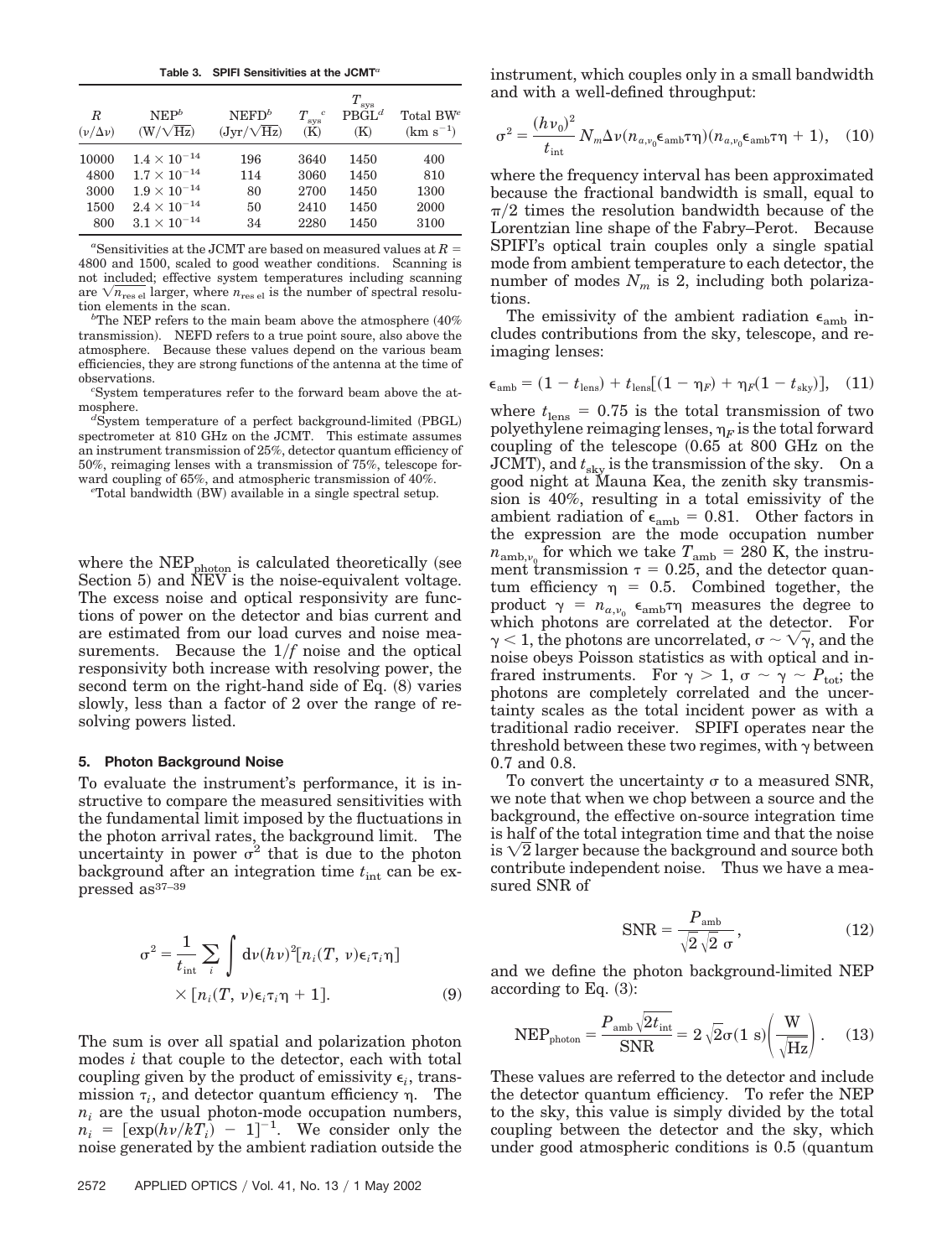**Table 3. SPIFI Sensitivities at the JCMT**[a]

| $R$ $(\nu/\Delta\nu)$ | NEP[b] $(\mathrm{W}/\sqrt{\mathrm{Hz}})$ | NEFD[b] $(\mathrm{Jyr}/\sqrt{\mathrm{Hz}})$ | $T_{\mathrm{sys}}$[c] (K) | $T_{\mathrm{sys}}$ PBGL[d] (K) | Total BW[e] $(\mathrm{km\ s^{-1}})$ |
|---|---|---|---|---|---|
| 10000 | $1.4 \times 10^{-14}$ | 196 | 3640 | 1450 | 400 |
| 4800 | $1.7 \times 10^{-14}$ | 114 | 3060 | 1450 | 810 |
| 3000 | $1.9 \times 10^{-14}$ | 80 | 2700 | 1450 | 1300 |
| 1500 | $2.4 \times 10^{-14}$ | 50 | 2410 | 1450 | 2000 |
| 800 | $3.1 \times 10^{-14}$ | 34 | 2280 | 1450 | 3100 |

[a]Sensitivities at the JCMT are based on measured values at $R = 4800$ and 1500, scaled to good weather conditions. Scanning is not included; effective system temperatures including scanning are $\sqrt{n_{\mathrm{res\ el}}}$ larger, where $n_{\mathrm{res\ el}}$ is the number of spectral resolution elements in the scan.

[b]The NEP refers to the main beam above the atmosphere (40% transmission). NEFD refers to a true point soure, also above the atmosphere. Because these values depend on the various beam efficiencies, they are strong functions of the antenna at the time of observations.

[c]System temperatures refer to the forward beam above the atmosphere.

[d]System temperature of a perfect background-limited (PBGL) spectrometer at 810 GHz on the JCMT. This estimate assumes an instrument transmission of 25%, detector quantum efficiency of 50%, reimaging lenses with a transmission of 75%, telescope forward coupling of 65%, and atmospheric transmission of 40%.

[e]Total bandwidth (BW) available in a single spectral setup.

where the $\mathrm{NEP}_{\mathrm{photon}}$ is calculated theoretically (see Section 5) and NEV is the noise-equivalent voltage. The excess noise and optical responsivity are functions of power on the detector and bias current and are estimated from our load curves and noise measurements. Because the $1/f$ noise and the optical responsivity both increase with resolving power, the second term on the right-hand side of Eq. (8) varies slowly, less than a factor of 2 over the range of resolving powers listed.

## 5. Photon Background Noise

To evaluate the instrument's performance, it is instructive to compare the measured sensitivities with the fundamental limit imposed by the fluctuations in the photon arrival rates, the background limit. The uncertainty in power $\sigma^2$ that is due to the photon background after an integration time $t_{\mathrm{int}}$ can be expressed as[37–39]

$$\sigma^2 = \frac{1}{t_{\mathrm{int}}} \sum_i \int \mathrm{d}\nu (h\nu)^2 [n_i(T, \nu)\epsilon_i \tau_i \eta] \times [n_i(T, \nu)\epsilon_i \tau_i \eta + 1]. \quad (9)$$

The sum is over all spatial and polarization photon modes $i$ that couple to the detector, each with total coupling given by the product of emissivity $\epsilon_i$, transmission $\tau_i$, and detector quantum efficiency $\eta$. The $n_i$ are the usual photon-mode occupation numbers, $n_i = [\exp(h\nu/kT_i) - 1]^{-1}$. We consider only the noise generated by the ambient radiation outside the instrument, which couples only in a small bandwidth and with a well-defined throughput:

$$\sigma^2 = \frac{(h\nu_0)^2}{t_{\mathrm{int}}} N_m \Delta\nu (n_{a,\nu_0} \epsilon_{\mathrm{amb}} \tau \eta)(n_{a,\nu_0} \epsilon_{\mathrm{amb}} \tau \eta + 1), \quad (10)$$

where the frequency interval has been approximated because the fractional bandwidth is small, equal to $\pi/2$ times the resolution bandwidth because of the Lorentzian line shape of the Fabry–Perot. Because SPIFI's optical train couples only a single spatial mode from ambient temperature to each detector, the number of modes $N_m$ is 2, including both polarizations.

The emissivity of the ambient radiation $\epsilon_{\mathrm{amb}}$ includes contributions from the sky, telescope, and reimaging lenses:

$$\epsilon_{\mathrm{amb}} = (1 - t_{\mathrm{lens}}) + t_{\mathrm{lens}}[(1 - \eta_F) + \eta_F(1 - t_{\mathrm{sky}})], \quad (11)$$

where $t_{\mathrm{lens}} = 0.75$ is the total transmission of two polyethylene reimaging lenses, $\eta_F$ is the total forward coupling of the telescope (0.65 at 800 GHz on the JCMT), and $t_{\mathrm{sky}}$ is the transmission of the sky. On a good night at Mauna Kea, the zenith sky transmission is 40%, resulting in a total emissivity of the ambient radiation of $\epsilon_{\mathrm{amb}} = 0.81$. Other factors in the expression are the mode occupation number $n_{\mathrm{amb},\nu_0}$ for which we take $T_{\mathrm{amb}} = 280$ K, the instrument transmission $\tau = 0.25$, and the detector quantum efficiency $\eta = 0.5$. Combined together, the product $\gamma = n_{a,\nu_0} \epsilon_{\mathrm{amb}} \tau \eta$ measures the degree to which photons are correlated at the detector. For $\gamma < 1$, the photons are uncorrelated, $\sigma \sim \sqrt{\gamma}$, and the noise obeys Poisson statistics as with optical and infrared instruments. For $\gamma > 1$, $\sigma \sim \gamma \sim P_{\mathrm{tot}}$; the photons are completely correlated and the uncertainty scales as the total incident power as with a traditional radio receiver. SPIFI operates near the threshold between these two regimes, with $\gamma$ between 0.7 and 0.8.

To convert the uncertainty $\sigma$ to a measured SNR, we note that when we chop between a source and the background, the effective on-source integration time is half of the total integration time and that the noise is $\sqrt{2}$ larger because the background and source both contribute independent noise. Thus we have a measured SNR of

$$\mathrm{SNR} = \frac{P_{\mathrm{amb}}}{\sqrt{2}\sqrt{2}\ \sigma}, \quad (12)$$

and we define the photon background-limited NEP according to Eq. (3):

$$\mathrm{NEP}_{\mathrm{photon}} = \frac{P_{\mathrm{amb}}\sqrt{2t_{\mathrm{int}}}}{\mathrm{SNR}} = 2\sqrt{2}\sigma(1\ \mathrm{s})\left(\frac{\mathrm{W}}{\sqrt{\mathrm{Hz}}}\right). \quad (13)$$

These values are referred to the detector and include the detector quantum efficiency. To refer the NEP to the sky, this value is simply divided by the total coupling between the detector and the sky, which under good atmospheric conditions is 0.5 (quantum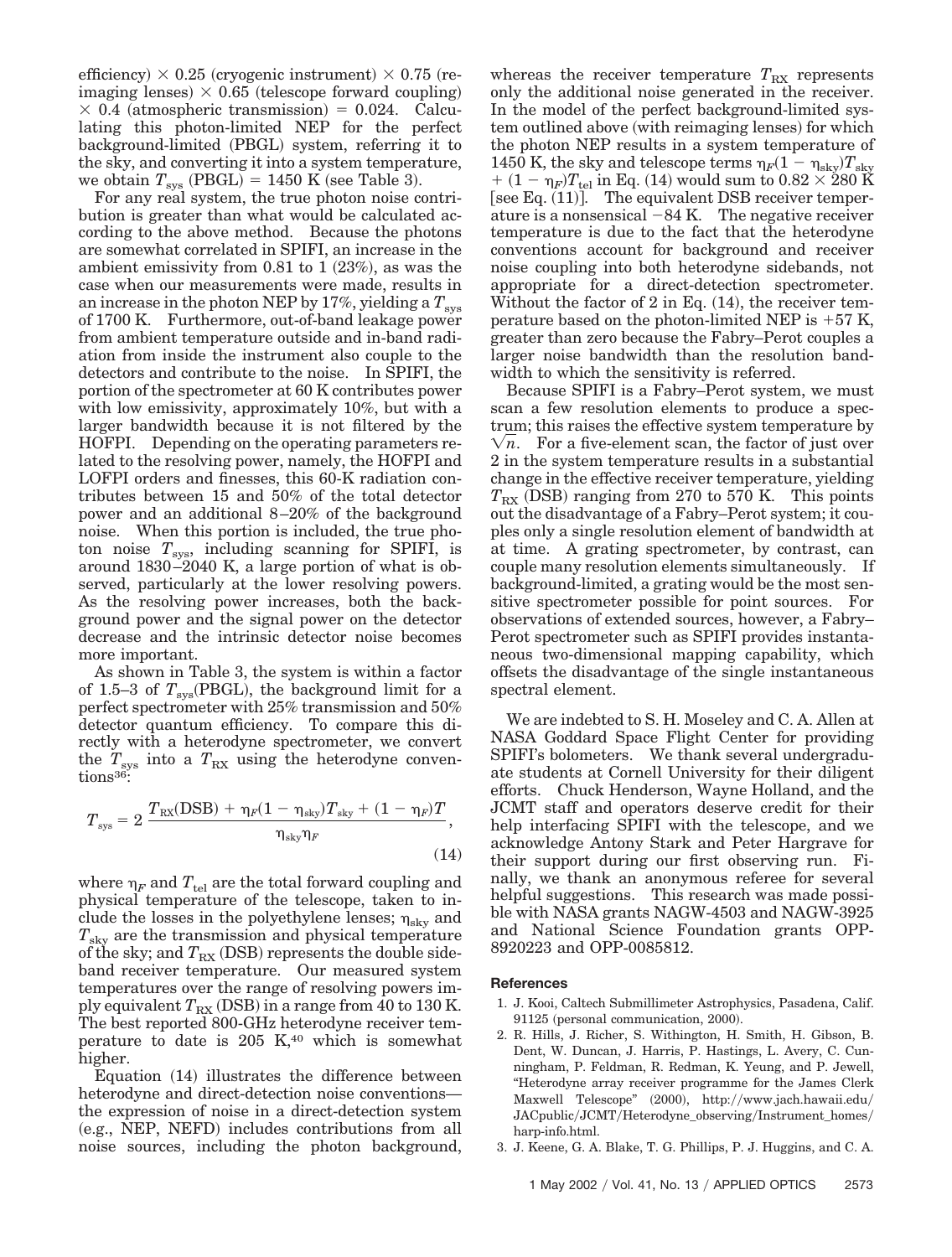efficiency) × 0.25 (cryogenic instrument) × 0.75 (reimaging lenses) × 0.65 (telescope forward coupling) × 0.4 (atmospheric transmission) = 0.024. Calculating this photon-limited NEP for the perfect background-limited (PBGL) system, referring it to the sky, and converting it into a system temperature, we obtain $T_{sys}$ (PBGL) = 1450 K (see Table 3).

For any real system, the true photon noise contribution is greater than what would be calculated according to the above method. Because the photons are somewhat correlated in SPIFI, an increase in the ambient emissivity from 0.81 to 1 (23%), as was the case when our measurements were made, results in an increase in the photon NEP by 17%, yielding a $T_{sys}$ of 1700 K. Furthermore, out-of-band leakage power from ambient temperature outside and in-band radiation from inside the instrument also couple to the detectors and contribute to the noise. In SPIFI, the portion of the spectrometer at 60 K contributes power with low emissivity, approximately 10%, but with a larger bandwidth because it is not filtered by the HOFPI. Depending on the operating parameters related to the resolving power, namely, the HOFPI and LOFPI orders and finesses, this 60-K radiation contributes between 15 and 50% of the total detector power and an additional 8–20% of the background noise. When this portion is included, the true photon noise $T_{sys}$, including scanning for SPIFI, is around 1830–2040 K, a large portion of what is observed, particularly at the lower resolving powers. As the resolving power increases, both the background power and the signal power on the detector decrease and the intrinsic detector noise becomes more important.

As shown in Table 3, the system is within a factor of 1.5–3 of $T_{sys}$(PBGL), the background limit for a perfect spectrometer with 25% transmission and 50% detector quantum efficiency. To compare this directly with a heterodyne spectrometer, we convert the $T_{sys}$ into a $T_{RX}$ using the heterodyne conventions[36]:

$$T_{sys} = 2\,\frac{T_{RX}(\mathrm{DSB}) + \eta_F(1-\eta_{sky})T_{sky} + (1-\eta_F)T}{\eta_{sky}\eta_F}, \tag{14}$$

where $\eta_F$ and $T_{tel}$ are the total forward coupling and physical temperature of the telescope, taken to include the losses in the polyethylene lenses; $\eta_{sky}$ and $T_{sky}$ are the transmission and physical temperature of the sky; and $T_{RX}$ (DSB) represents the double sideband receiver temperature. Our measured system temperatures over the range of resolving powers imply equivalent $T_{RX}$ (DSB) in a range from 40 to 130 K. The best reported 800-GHz heterodyne receiver temperature to date is 205 K,[40] which is somewhat higher.

Equation (14) illustrates the difference between heterodyne and direct-detection noise conventions—the expression of noise in a direct-detection system (e.g., NEP, NEFD) includes contributions from all noise sources, including the photon background, whereas the receiver temperature $T_{RX}$ represents only the additional noise generated in the receiver. In the model of the perfect background-limited system outlined above (with reimaging lenses) for which the photon NEP results in a system temperature of 1450 K, the sky and telescope terms $\eta_F(1-\eta_{sky})T_{sky} + (1-\eta_F)T_{tel}$ in Eq. (14) would sum to $0.82 \times 280$ K [see Eq. (11)]. The equivalent DSB receiver temperature is a nonsensical −84 K. The negative receiver temperature is due to the fact that the heterodyne conventions account for background and receiver noise coupling into both heterodyne sidebands, not appropriate for a direct-detection spectrometer. Without the factor of 2 in Eq. (14), the receiver temperature based on the photon-limited NEP is +57 K, greater than zero because the Fabry–Perot couples a larger noise bandwidth than the resolution bandwidth to which the sensitivity is referred.

Because SPIFI is a Fabry–Perot system, we must scan a few resolution elements to produce a spectrum; this raises the effective system temperature by $\sqrt{n}$. For a five-element scan, the factor of just over 2 in the system temperature results in a substantial change in the effective receiver temperature, yielding $T_{RX}$ (DSB) ranging from 270 to 570 K. This points out the disadvantage of a Fabry–Perot system; it couples only a single resolution element of bandwidth at at time. A grating spectrometer, by contrast, can couple many resolution elements simultaneously. If background-limited, a grating would be the most sensitive spectrometer possible for point sources. For observations of extended sources, however, a Fabry–Perot spectrometer such as SPIFI provides instantaneous two-dimensional mapping capability, which offsets the disadvantage of the single instantaneous spectral element.

We are indebted to S. H. Moseley and C. A. Allen at NASA Goddard Space Flight Center for providing SPIFI's bolometers. We thank several undergraduate students at Cornell University for their diligent efforts. Chuck Henderson, Wayne Holland, and the JCMT staff and operators deserve credit for their help interfacing SPIFI with the telescope, and we acknowledge Antony Stark and Peter Hargrave for their support during our first observing run. Finally, we thank an anonymous referee for several helpful suggestions. This research was made possible with NASA grants NAGW-4503 and NAGW-3925 and National Science Foundation grants OPP-8920223 and OPP-0085812.

## References

1. J. Kooi, Caltech Submillimeter Astrophysics, Pasadena, Calif. 91125 (personal communication, 2000).
2. R. Hills, J. Richer, S. Withington, H. Smith, H. Gibson, B. Dent, W. Duncan, J. Harris, P. Hastings, L. Avery, C. Cunningham, P. Feldman, R. Redman, K. Yeung, and P. Jewell, "Heterodyne array receiver programme for the James Clerk Maxwell Telescope" (2000), http://www.jach.hawaii.edu/JACpublic/JCMT/Heterodyne_observing/Instrument_homes/harp-info.html.
3. J. Keene, G. A. Blake, T. G. Phillips, P. J. Huggins, and C. A.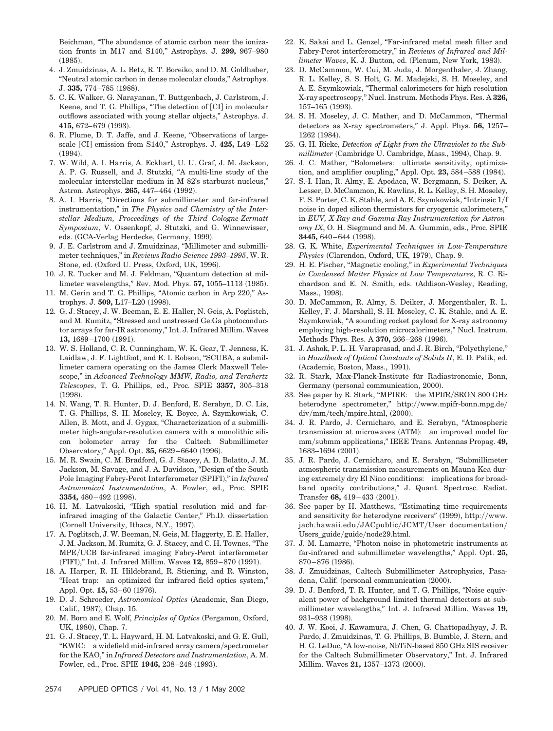Beichman, "The abundance of atomic carbon near the ionization fronts in M17 and S140," Astrophys. J. **299,** 967–980 (1985).

4. J. Zmuidzinas, A. L. Betz, R. T. Boreiko, and D. M. Goldhaber, "Neutral atomic carbon in dense molecular clouds," Astrophys. J. **335,** 774–785 (1988).
5. C. K. Walker, G. Narayanan, T. Buttgenbach, J. Carlstrom, J. Keene, and T. G. Phillips, "The detection of [CI] in molecular outflows associated with young stellar objects," Astrophys. J. **415,** 672–679 (1993).
6. R. Plume, D. T. Jaffe, and J. Keene, "Observations of large-scale [CI] emission from S140," Astrophys. J. **425,** L49–L52 (1994).
7. W. Wild, A. I. Harris, A. Eckhart, U. U. Graf, J. M. Jackson, A. P. G. Russell, and J. Stutzki, "A multi-line study of the molecular interstellar medium in M 82's starburst nucleus," Astron. Astrophys. **265,** 447–464 (1992).
8. A. I. Harris, "Directions for submillimeter and far-infrared instrumentation," in *The Physics and Chemistry of the Interstellar Medium, Proceedings of the Third Cologne-Zermatt Symposium*, V. Ossenkopf, J. Stutzki, and G. Winnewisser, eds. (GCA-Verlag Herdecke, Germany, 1999).
9. J. E. Carlstrom and J. Zmuidzinas, "Millimeter and submillimeter techniques," in *Reviews Radio Science 1993–1995*, W. R. Stone, ed. (Oxford U. Press, Oxford, UK, 1996).
10. J. R. Tucker and M. J. Feldman, "Quantum detection at millimeter wavelengths," Rev. Mod. Phys. **57,** 1055–1113 (1985).
11. M. Gerin and T. G. Phillips, "Atomic carbon in Arp 220," Astrophys. J. **509,** L17–L20 (1998).
12. G. J. Stacey, J. W. Beeman, E. E. Haller, N. Geis, A. Poglistch, and M. Rumitz, "Stressed and unstressed Ge:Ga photoconductor arrays for far-IR astronomy," Int. J. Infrared Millim. Waves **13,** 1689–1700 (1991).
13. W. S. Holland, C. R. Cunningham, W. K. Gear, T. Jenness, K. Laidlaw, J. F. Lightfoot, and E. I. Robson, "SCUBA, a submillimeter camera operating on the James Clerk Maxwell Telescope," in *Advanced Technology MMW, Radio, and Terahertz Telescopes*, T. G. Phillips, ed., Proc. SPIE **3357,** 305–318 (1998).
14. N. Wang, T. R. Hunter, D. J. Benford, E. Serabyn, D. C. Lis, T. G. Phillips, S. H. Moseley, K. Boyce, A. Szymkowiak, C. Allen, B. Mott, and J. Gygax, "Characterization of a submillimeter high-angular-resolution camera with a monolithic silicon bolometer array for the Caltech Submillimeter Observatory," Appl. Opt. **35,** 6629–6640 (1996).
15. M. R. Swain, C. M. Bradford, G. J. Stacey, A. D. Bolatto, J. M. Jackson, M. Savage, and J. A. Davidson, "Design of the South Pole Imaging Fabry-Perot Interferometer (SPIFI)," in *Infrared Astronomical Instrumentation*, A. Fowler, ed., Proc. SPIE **3354,** 480–492 (1998).
16. H. M. Latvakoski, "High spatial resolution mid and far-infrared imaging of the Galactic Center," Ph.D. dissertation (Cornell University, Ithaca, N.Y., 1997).
17. A. Poglitsch, J. W. Beeman, N. Geis, M. Haggerty, E. E. Haller, J. M. Jackson, M. Rumitz, G. J. Stacey, and C. H. Townes, "The MPE/UCB far-infrared imaging Fabry-Perot interferometer (FIFI)," Int. J. Infrared Millim. Waves **12,** 859–870 (1991).
18. A. Harper, R. H. Hildebrand, R. Stiening, and R. Winston, "Heat trap: an optimized far infrared field optics system," Appl. Opt. **15,** 53–60 (1976).
19. D. J. Schroeder, *Astronomical Optics* (Academic, San Diego, Calif., 1987), Chap. 15.
20. M. Born and E. Wolf, *Principles of Optics* (Pergamon, Oxford, UK, 1980), Chap. 7.
21. G. J. Stacey, T. L. Hayward, H. M. Latvakoski, and G. E. Gull, "KWIC: a widefield mid-infrared array camera/spectrometer for the KAO," in *Infrared Detectors and Instrumentation*, A. M. Fowler, ed., Proc. SPIE **1946,** 238–248 (1993).
22. K. Sakai and L. Genzel, "Far-infrared metal mesh filter and Fabry-Perot interferometry," in *Reviews of Infrared and Millimeter Waves*, K. J. Button, ed. (Plenum, New York, 1983).
23. D. McCammon, W. Cui, M. Juda, J. Morgenthaler, J. Zhang, R. L. Kelley, S. S. Holt, G. M. Madejski, S. H. Moseley, and A. E. Szymkowiak, "Thermal calorimeters for high resolution X-ray spectroscopy," Nucl. Instrum. Methods Phys. Res. A **326,** 157–165 (1993).
24. S. H. Moseley, J. C. Mather, and D. McCammon, "Thermal detectors as X-ray spectrometers," J. Appl. Phys. **56,** 1257–1262 (1984).
25. G. H. Rieke, *Detection of Light from the Ultraviolet to the Submillimeter* (Cambridge U. Cambridge, Mass., 1994), Chap. 9.
26. J. C. Mather, "Bolometers: ultimate sensitivity, optimization, and amplifier coupling," Appl. Opt. **23,** 584–588 (1984).
27. S.-I. Han, R. Almy, E. Apodaca, W. Bergmann, S. Deiker, A. Lesser, D. McCammon, K. Rawlins, R. L. Kelley, S. H. Moseley, F. S. Porter, C. K. Stahle, and A. E. Szymkowiak, "Intrinsic 1/f noise in doped silicon thermistors for cryogenic calorimeters," in *EUV, X-Ray and Gamma-Ray Instrumentation for Astronomy IX*, O. H. Siegmund and M. A. Gummin, eds., Proc. SPIE **3445,** 640–644 (1998).
28. G. K. White, *Experimental Techniques in Low-Temperature Physics* (Clarendon, Oxford, UK, 1979), Chap. 9.
29. H. E. Fischer, "Magnetic cooling," in *Experimental Techniques in Condensed Matter Physics at Low Temperatures*, R. C. Richardson and E. N. Smith, eds. (Addison-Wesley, Reading, Mass., 1998).
30. D. McCammon, R. Almy, S. Deiker, J. Morgenthaler, R. L. Kelley, F. J. Marshall, S. H. Moseley, C. K. Stahle, and A. E. Szymkowiak, "A sounding rocket payload for X-ray astronomy employing high-resolution microcalorimeters," Nucl. Instrum. Methods Phys. Res. A **370,** 266–268 (1996).
31. J. Ashok, P. L. H. Varaprasad, and J. R. Birch, "Polyethylene," in *Handbook of Optical Constants of Solids II*, E. D. Palik, ed. (Academic, Boston, Mass., 1991).
32. R. Stark, Max-Planck-Institute für Radiastronomie, Bonn, Germany (personal communication, 2000).
33. See paper by R. Stark, "MPIRE: the MPIfR/SRON 800 GHz heterodyne spectrometer," http://www.mpifr-bonn.mpg.de/div/mm/tech/mpire.html, (2000).
34. J. R. Pardo, J. Cernicharo, and E. Serabyn, "Atmospheric transmission at microwaves (ATM): an improved model for mm/subm applications," IEEE Trans. Antennas Propag. **49,** 1683–1694 (2001).
35. J. R. Pardo, J. Cernicharo, and E. Serabyn, "Submillimeter atmospheric transmission measurements on Mauna Kea during extremely dry El Nino conditions: implications for broadband opacity contributions," J. Quant. Spectrosc. Radiat. Transfer **68,** 419–433 (2001).
36. See paper by H. Matthews, "Estimating time requirements and sensitivity for heterodyne receivers" (1999), http://www.jach.hawaii.edu/JACpublic/JCMT/User_documentation/Users_guide/guide/node29.html.
37. J. M. Lamarre, "Photon noise in photometric instruments at far-infrared and submillimeter wavelengths," Appl. Opt. **25,** 870–876 (1986).
38. J. Zmuidzinas, Caltech Submillimeter Astrophysics, Pasadena, Calif. (personal communication (2000).
39. D. J. Benford, T. R. Hunter, and T. G. Phillips, "Noise equivalent power of background limited thermal detectors at submillimeter wavelengths," Int. J. Infrared Millim. Waves **19,** 931–938 (1998).
40. J. W. Kooi, J. Kawamura, J. Chen, G. Chattopadhyay, J. R. Pardo, J. Zmuidzinas, T. G. Phillips, B. Bumble, J. Stern, and H. G. LeDuc, "A low-noise, NbTiN-based 850 GHz SIS receiver for the Caltech Submillimeter Observatory," Int. J. Infrared Millim. Waves **21,** 1357–1373 (2000).